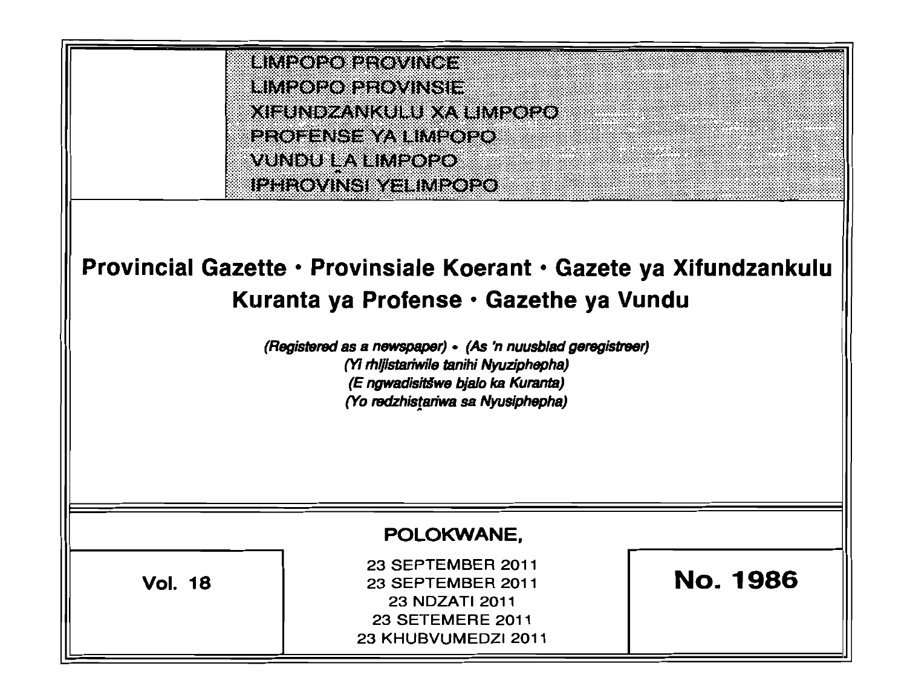LIMPOPO PROVINCE
LIMPOPO PROVINSIE
XIFUNDZANKULU XA LIMPOPO
PROFENSE YA LIMPOPO
VUNDU LA LIMPOPO
IPHROVINSI YELIMPOPO

# Provincial Gazette • Provinsiale Koerant • Gazete ya Xifundzankulu Kuranta ya Profense • Gazethe ya Vundu

*(Registered as a newspaper) • (As 'n nuusblad geregistreer)*
*(Yi rhijistariwile tanihi Nyuziphepha)*
*(E ngwadisitšwe bjalo ka Kuranta)*
*(Yo redzhistariwa sa Nyusiphepha)*

**POLOKWANE,**

**Vol. 18**

23 SEPTEMBER 2011
23 SEPTEMBER 2011
23 NDZATI 2011
23 SETEMERE 2011
23 KHUBVUMEDZI 2011

**No. 1986**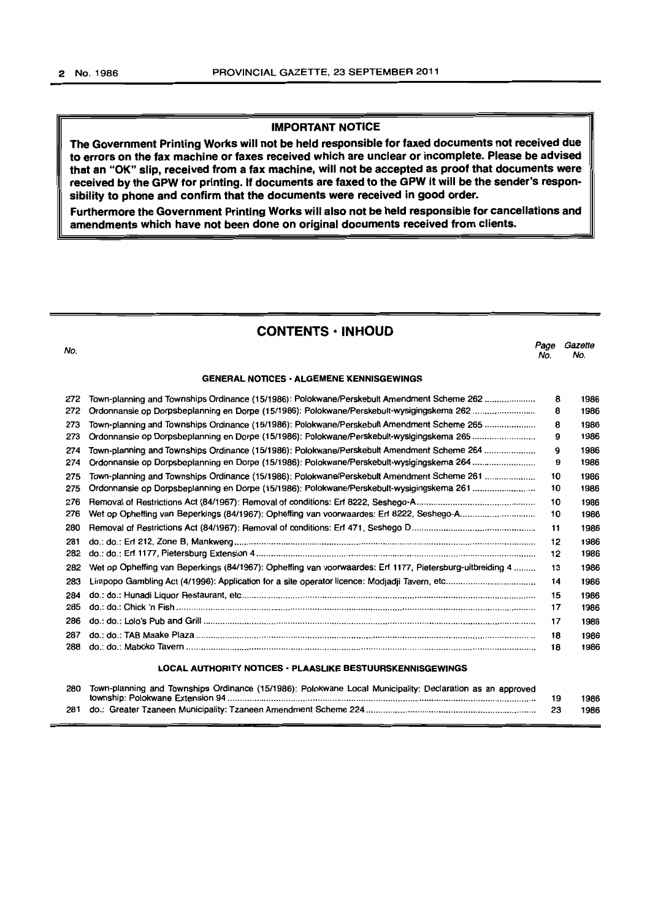## IMPORTANT NOTICE

**The Government Printing Works will not be held responsible for faxed documents not received due to errors on the fax machine or faxes received which are unclear or incomplete. Please be advised that an "OK" slip, received from a fax machine, will not be accepted as proof that documents were received by the GPW for printing. If documents are faxed to the GPW it will be the sender's responsibility to phone and confirm that the documents were received in good order.**

**Furthermore the Government Printing Works will also not be held responsible for cancellations and amendments which have not been done on original documents received from clients.**

## CONTENTS · INHOUD

| No. | | Page No. | Gazette No. |
|---|---|---|---|
| | **GENERAL NOTICES · ALGEMENE KENNISGEWINGS** | | |
| 272 | Town-planning and Townships Ordinance (15/1986): Polokwane/Perskebult Amendment Scheme 262 | 8 | 1986 |
| 272 | Ordonnansie op Dorpsbeplanning en Dorpe (15/1986): Polokwane/Perskebult-wysigingskema 262 | 8 | 1986 |
| 273 | Town-planning and Townships Ordinance (15/1986): Polokwane/Perskebult Amendment Scheme 265 | 8 | 1986 |
| 273 | Ordonnansie op Dorpsbeplanning en Dorpe (15/1986): Polokwane/Perskebult-wysigingskema 265 | 9 | 1986 |
| 274 | Town-planning and Townships Ordinance (15/1986): Polokwane/Perskebult Amendment Scheme 264 | 9 | 1986 |
| 274 | Ordonnansie op Dorpsbeplanning en Dorpe (15/1986): Polokwane/Perskebult-wysigingskema 264 | 9 | 1986 |
| 275 | Town-planning and Townships Ordinance (15/1986): Polokwane/Perskebult Amendment Scheme 261 | 10 | 1986 |
| 275 | Ordonnansie op Dorpsbeplanning en Dorpe (15/1986): Polokwane/Perskebult-wysigingskema 261 | 10 | 1986 |
| 276 | Removal of Restrictions Act (84/1967): Removal of conditions: Erf 8222, Seshego-A | 10 | 1986 |
| 276 | Wet op Opheffing van Beperkings (84/1967): Opheffing van voorwaardes: Erf 8222, Seshego-A | 10 | 1986 |
| 280 | Removal of Restrictions Act (84/1967): Removal of conditions: Erf 471, Seshego D | 11 | 1986 |
| 281 | do.: do.: Erf 212, Zone B, Mankweng | 12 | 1986 |
| 282 | do.: do.: Erf 1177, Pietersburg Extension 4 | 12 | 1986 |
| 282 | Wet op Opheffing van Beperkings (84/1967): Opheffing van voorwaardes: Erf 1177, Pietersburg-uitbreiding 4 | 13 | 1986 |
| 283 | Limpopo Gambling Act (4/1996): Application for a site operator licence: Modjadji Tavern, etc. | 14 | 1986 |
| 284 | do.: do.: Hunadi Liquor Restaurant, etc. | 15 | 1986 |
| 285 | do.: do.: Chick 'n Fish | 17 | 1986 |
| 286 | do.: do.: Lolo's Pub and Grill | 17 | 1986 |
| 287 | do.: do.: TAB Maake Plaza | 18 | 1986 |
| 288 | do.: do.: Maboko Tavern | 18 | 1986 |
| | **LOCAL AUTHORITY NOTICES · PLAASLIKE BESTUURSKENNISGEWINGS** | | |
| 280 | Town-planning and Townships Ordinance (15/1986): Polokwane Local Municipality: Declaration as an approved township: Polokwane Extension 94 | 19 | 1986 |
| 281 | do.: Greater Tzaneen Municipality: Tzaneen Amendment Scheme 224 | 23 | 1986 |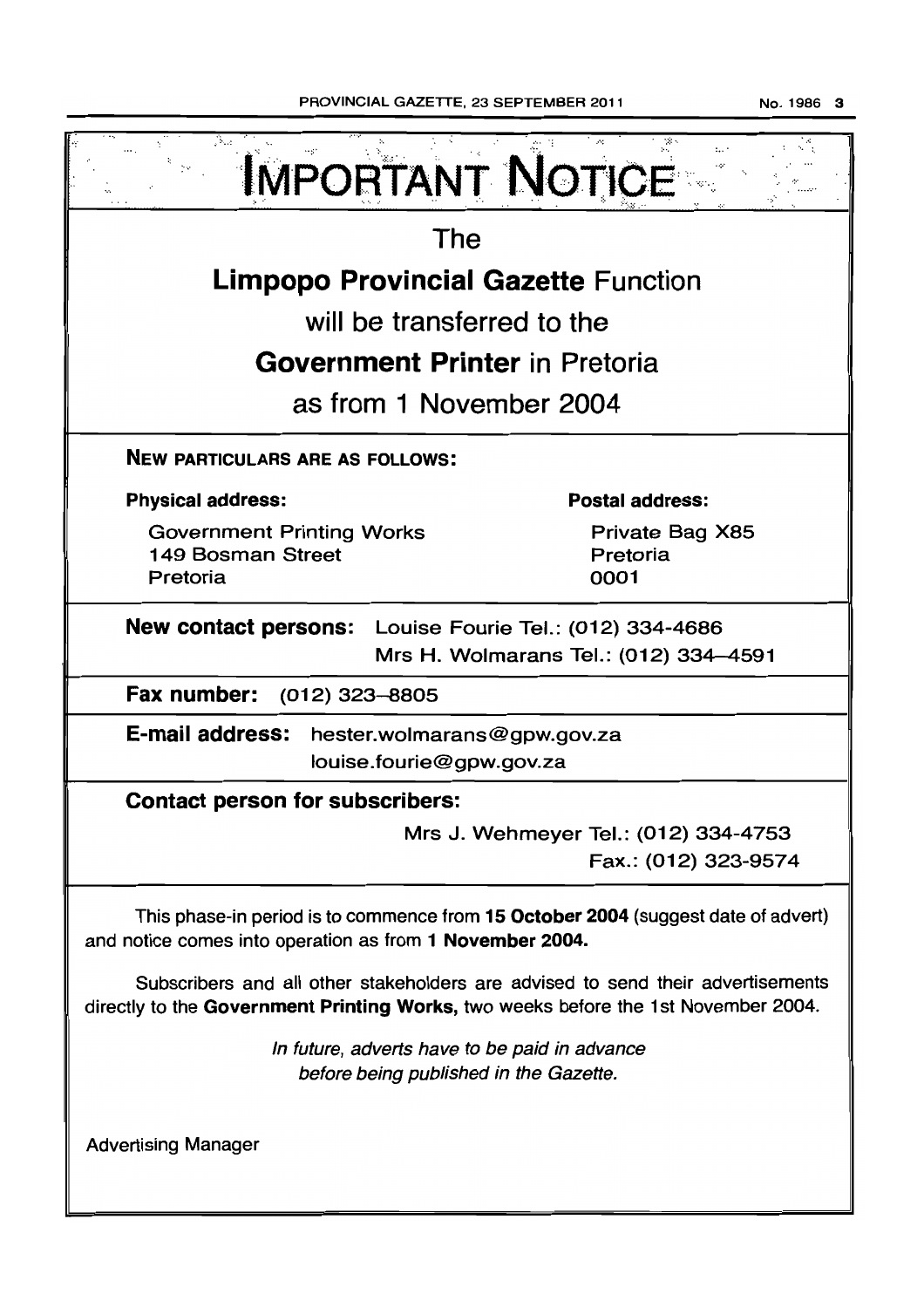# IMPORTANT NOTICE

## The

## **Limpopo Provincial Gazette** Function

## will be transferred to the

## **Government Printer** in Pretoria

## as from 1 November 2004

**NEW PARTICULARS ARE AS FOLLOWS:**

**Physical address:**

Government Printing Works
149 Bosman Street
Pretoria

**Postal address:**

Private Bag X85
Pretoria
0001

**New contact persons:** Louise Fourie Tel.: (012) 334-4686
Mrs H. Wolmarans Tel.: (012) 334–4591

**Fax number:** (012) 323–8805

**E-mail address:** hester.wolmarans@gpw.gov.za
louise.fourie@gpw.gov.za

**Contact person for subscribers:**

Mrs J. Wehmeyer Tel.: (012) 334-4753
Fax.: (012) 323-9574

This phase-in period is to commence from **15 October 2004** (suggest date of advert) and notice comes into operation as from **1 November 2004.**

Subscribers and all other stakeholders are advised to send their advertisements directly to the **Government Printing Works,** two weeks before the 1st November 2004.

*In future, adverts have to be paid in advance before being published in the Gazette.*

Advertising Manager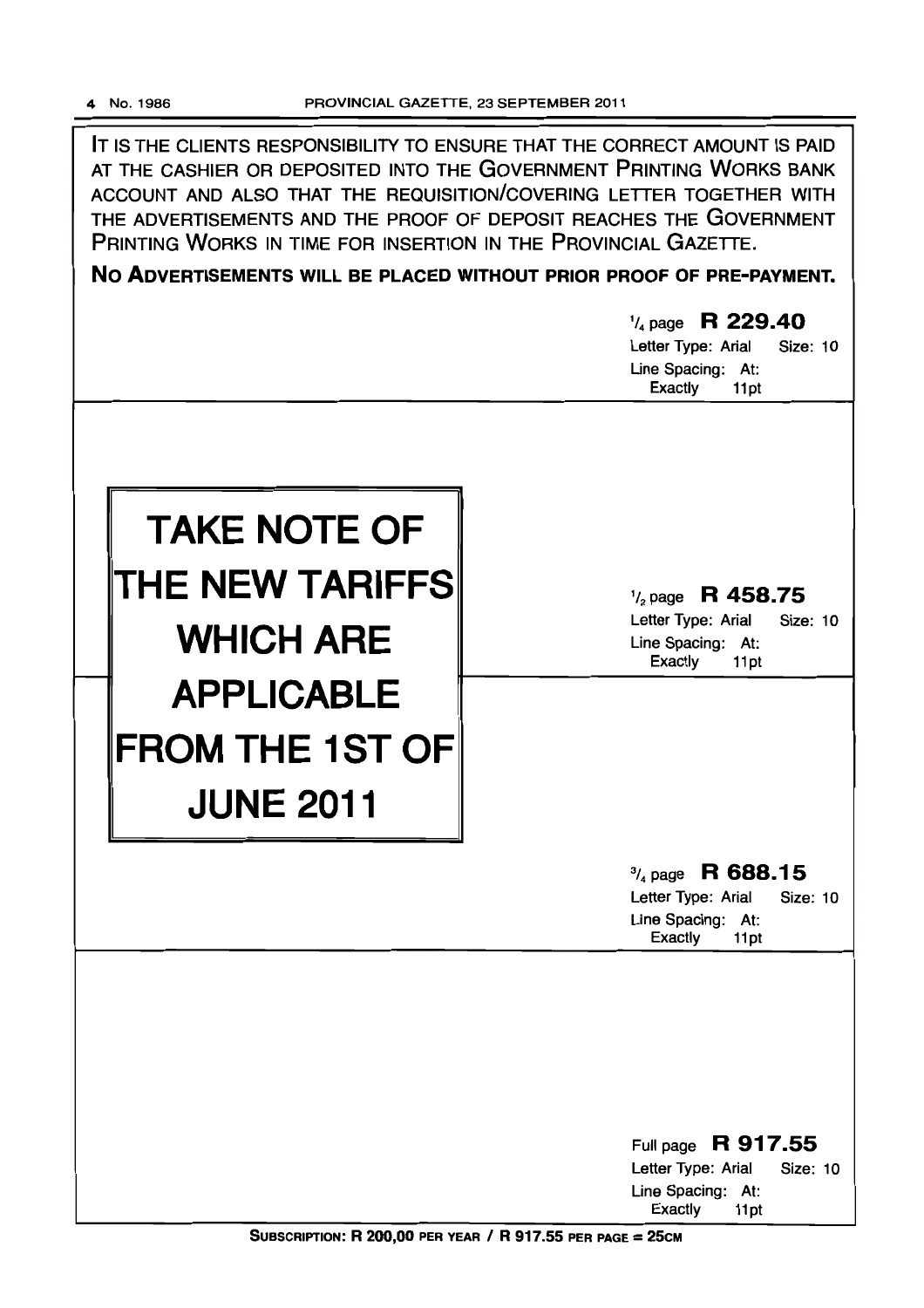IT IS THE CLIENTS RESPONSIBILITY TO ENSURE THAT THE CORRECT AMOUNT IS PAID AT THE CASHIER OR DEPOSITED INTO THE GOVERNMENT PRINTING WORKS BANK ACCOUNT AND ALSO THAT THE REQUISITION/COVERING LETTER TOGETHER WITH THE ADVERTISEMENTS AND THE PROOF OF DEPOSIT REACHES THE GOVERNMENT PRINTING WORKS IN TIME FOR INSERTION IN THE PROVINCIAL GAZETTE.

**NO ADVERTISEMENTS WILL BE PLACED WITHOUT PRIOR PROOF OF PRE-PAYMENT.**

# TAKE NOTE OF THE NEW TARIFFS WHICH ARE APPLICABLE FROM THE 1ST OF JUNE 2011

| Size | Tariff | Letter Type | Size | Line Spacing |
|---|---|---|---|---|
| 1/4 page | **R 229.40** | Arial | 10 | At: Exactly 11pt |
| 1/2 page | **R 458.75** | Arial | 10 | At: Exactly 11pt |
| 3/4 page | **R 688.15** | Arial | 10 | At: Exactly 11pt |
| Full page | **R 917.55** | Arial | 10 | At: Exactly 11pt |

**SUBSCRIPTION: R 200,00 PER YEAR / R 917.55 PER PAGE = 25CM**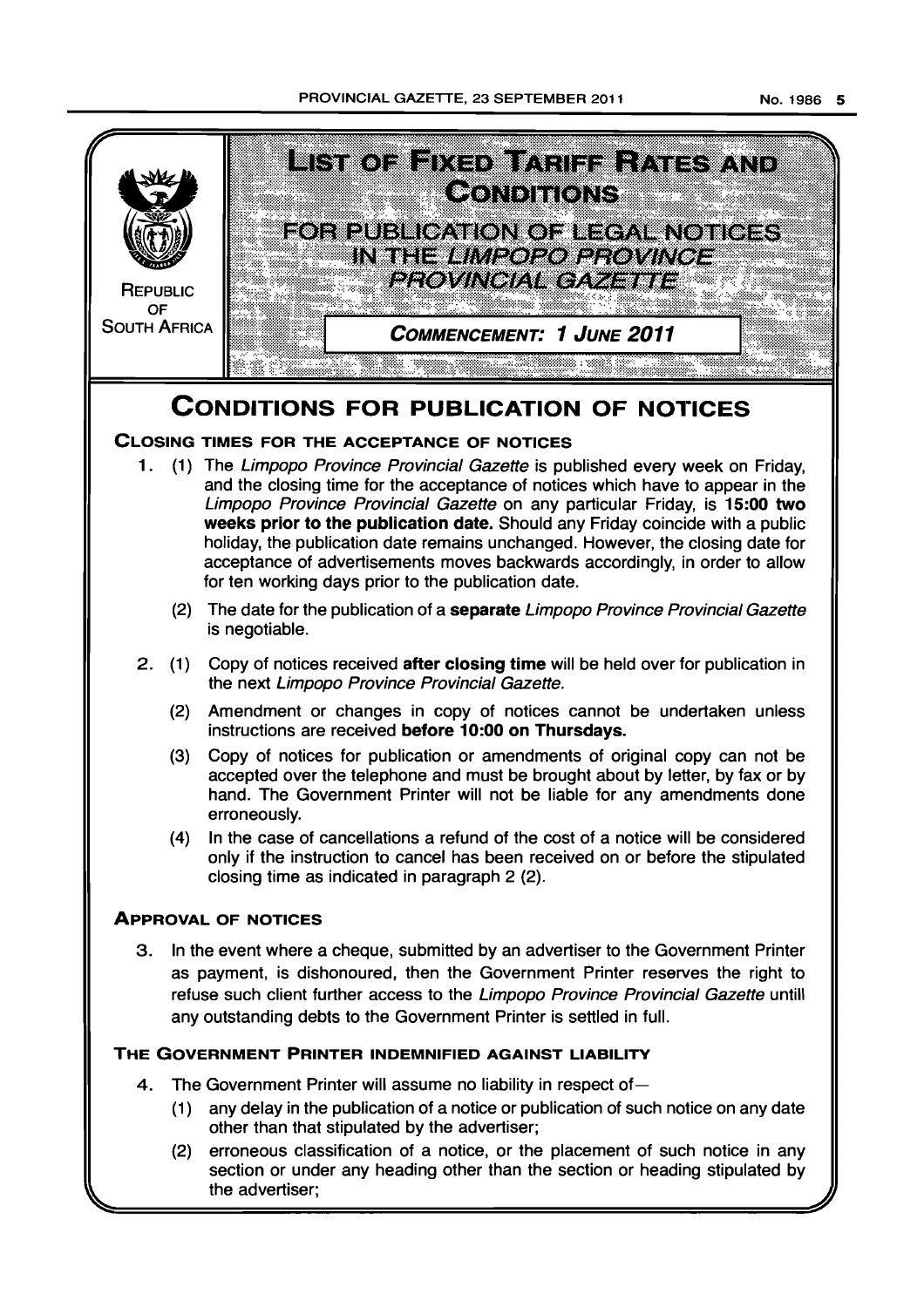REPUBLIC OF SOUTH AFRICA

# LIST OF FIXED TARIFF RATES AND CONDITIONS

## FOR PUBLICATION OF LEGAL NOTICES IN THE *LIMPOPO PROVINCE PROVINCIAL GAZETTE*

**COMMENCEMENT: 1 JUNE 2011**

# CONDITIONS FOR PUBLICATION OF NOTICES

### CLOSING TIMES FOR THE ACCEPTANCE OF NOTICES

1. (1) The *Limpopo Province Provincial Gazette* is published every week on Friday, and the closing time for the acceptance of notices which have to appear in the *Limpopo Province Provincial Gazette* on any particular Friday, is **15:00 two weeks prior to the publication date.** Should any Friday coincide with a public holiday, the publication date remains unchanged. However, the closing date for acceptance of advertisements moves backwards accordingly, in order to allow for ten working days prior to the publication date.

   (2) The date for the publication of a **separate** *Limpopo Province Provincial Gazette* is negotiable.

2. (1) Copy of notices received **after closing time** will be held over for publication in the next *Limpopo Province Provincial Gazette.*

   (2) Amendment or changes in copy of notices cannot be undertaken unless instructions are received **before 10:00 on Thursdays.**

   (3) Copy of notices for publication or amendments of original copy can not be accepted over the telephone and must be brought about by letter, by fax or by hand. The Government Printer will not be liable for any amendments done erroneously.

   (4) In the case of cancellations a refund of the cost of a notice will be considered only if the instruction to cancel has been received on or before the stipulated closing time as indicated in paragraph 2 (2).

### APPROVAL OF NOTICES

3. In the event where a cheque, submitted by an advertiser to the Government Printer as payment, is dishonoured, then the Government Printer reserves the right to refuse such client further access to the *Limpopo Province Provincial Gazette* untill any outstanding debts to the Government Printer is settled in full.

### THE GOVERNMENT PRINTER INDEMNIFIED AGAINST LIABILITY

4. The Government Printer will assume no liability in respect of—

   (1) any delay in the publication of a notice or publication of such notice on any date other than that stipulated by the advertiser;

   (2) erroneous classification of a notice, or the placement of such notice in any section or under any heading other than the section or heading stipulated by the advertiser;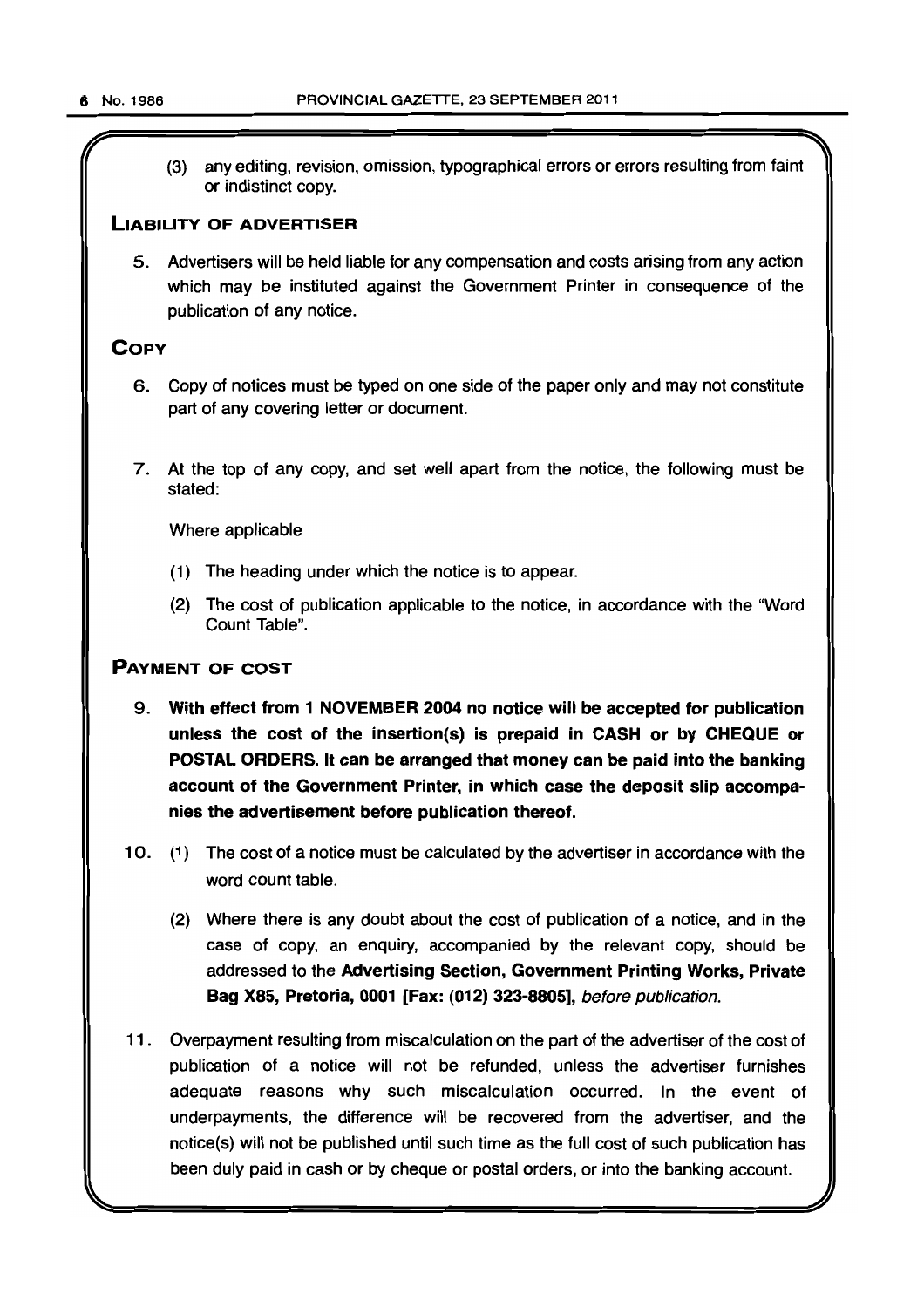(3) any editing, revision, omission, typographical errors or errors resulting from faint or indistinct copy.

## LIABILITY OF ADVERTISER

5. Advertisers will be held liable for any compensation and costs arising from any action which may be instituted against the Government Printer in consequence of the publication of any notice.

## COPY

6. Copy of notices must be typed on one side of the paper only and may not constitute part of any covering letter or document.

7. At the top of any copy, and set well apart from the notice, the following must be stated:

   Where applicable

   (1) The heading under which the notice is to appear.

   (2) The cost of publication applicable to the notice, in accordance with the "Word Count Table".

## PAYMENT OF COST

9. **With effect from 1 NOVEMBER 2004 no notice will be accepted for publication unless the cost of the insertion(s) is prepaid in CASH or by CHEQUE or POSTAL ORDERS. It can be arranged that money can be paid into the banking account of the Government Printer, in which case the deposit slip accompanies the advertisement before publication thereof.**

10. (1) The cost of a notice must be calculated by the advertiser in accordance with the word count table.

    (2) Where there is any doubt about the cost of publication of a notice, and in the case of copy, an enquiry, accompanied by the relevant copy, should be addressed to the **Advertising Section, Government Printing Works, Private Bag X85, Pretoria, 0001 [Fax: (012) 323-8805]**, *before publication*.

11. Overpayment resulting from miscalculation on the part of the advertiser of the cost of publication of a notice will not be refunded, unless the advertiser furnishes adequate reasons why such miscalculation occurred. In the event of underpayments, the difference will be recovered from the advertiser, and the notice(s) will not be published until such time as the full cost of such publication has been duly paid in cash or by cheque or postal orders, or into the banking account.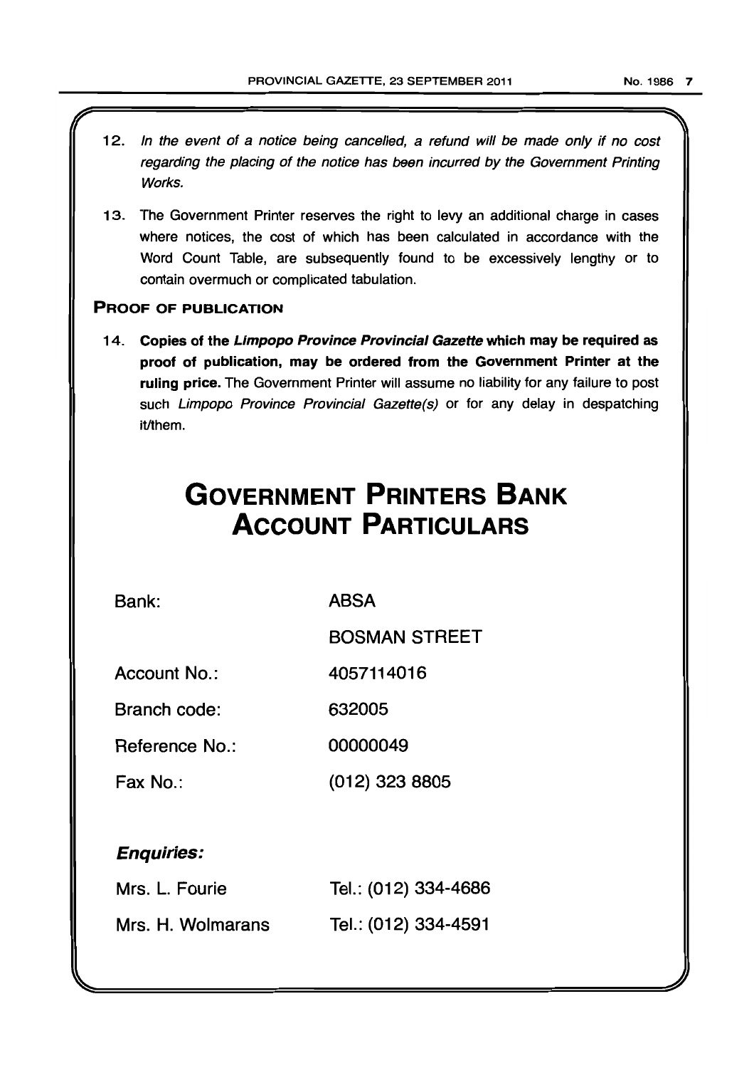12. *In the event of a notice being cancelled, a refund will be made only if no cost regarding the placing of the notice has been incurred by the Government Printing Works.*

13. The Government Printer reserves the right to levy an additional charge in cases where notices, the cost of which has been calculated in accordance with the Word Count Table, are subsequently found to be excessively lengthy or to contain overmuch or complicated tabulation.

### PROOF OF PUBLICATION

14. **Copies of the *Limpopo Province Provincial Gazette* which may be required as proof of publication, may be ordered from the Government Printer at the ruling price.** The Government Printer will assume no liability for any failure to post such *Limpopo Province Provincial Gazette(s)* or for any delay in despatching it/them.

# GOVERNMENT PRINTERS BANK ACCOUNT PARTICULARS

| | |
|---|---|
| Bank: | ABSA |
| | BOSMAN STREET |
| Account No.: | 4057114016 |
| Branch code: | 632005 |
| Reference No.: | 00000049 |
| Fax No.: | (012) 323 8805 |

***Enquiries:***

| | |
|---|---|
| Mrs. L. Fourie | Tel.: (012) 334-4686 |
| Mrs. H. Wolmarans | Tel.: (012) 334-4591 |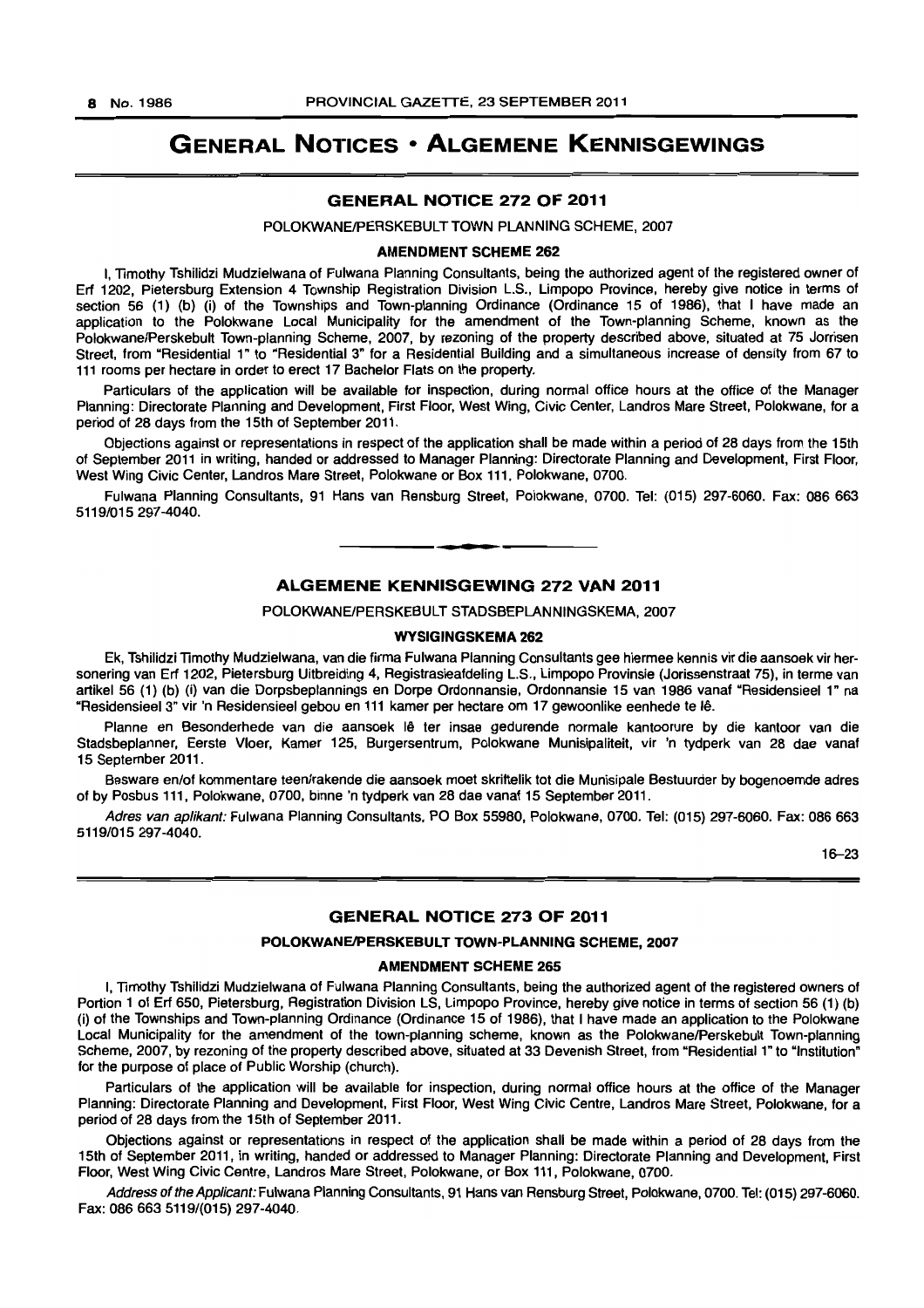# GENERAL NOTICES • ALGEMENE KENNISGEWINGS

## GENERAL NOTICE 272 OF 2011

POLOKWANE/PERSKEBULT TOWN PLANNING SCHEME, 2007

### AMENDMENT SCHEME 262

I, Timothy Tshilidzi Mudzielwana of Fulwana Planning Consultants, being the authorized agent of the registered owner of Erf 1202, Pietersburg Extension 4 Township Registration Division L.S., Limpopo Province, hereby give notice in terms of section 56 (1) (b) (i) of the Townships and Town-planning Ordinance (Ordinance 15 of 1986), that I have made an application to the Polokwane Local Municipality for the amendment of the Town-planning Scheme, known as the Polokwane/Perskebult Town-planning Scheme, 2007, by rezoning of the property described above, situated at 75 Jorrisen Street, from "Residential 1" to "Residential 3" for a Residential Building and a simultaneous increase of density from 67 to 111 rooms per hectare in order to erect 17 Bachelor Flats on the property.

Particulars of the application will be available for inspection, during normal office hours at the office of the Manager Planning: Directorate Planning and Development, First Floor, West Wing, Civic Center, Landros Mare Street, Polokwane, for a period of 28 days from the 15th of September 2011.

Objections against or representations in respect of the application shall be made within a period of 28 days from the 15th of September 2011 in writing, handed or addressed to Manager Planning: Directorate Planning and Development, First Floor, West Wing Civic Center, Landros Mare Street, Polokwane or Box 111, Polokwane, 0700.

Fulwana Planning Consultants, 91 Hans van Rensburg Street, Polokwane, 0700. Tel: (015) 297-6060. Fax: 086 663 5119/015 297-4040.

---

## ALGEMENE KENNISGEWING 272 VAN 2011

POLOKWANE/PERSKEBULT STADSBEPLANNINGSKEMA, 2007

### WYSIGINGSKEMA 262

Ek, Tshilidzi Timothy Mudzielwana, van die firma Fulwana Planning Consultants gee hiermee kennis vir die aansoek vir hersonering van Erf 1202, Pietersburg Uitbreiding 4, Registrasieafdeling L.S., Limpopo Provinsie (Jorissenstraat 75), in terme van artikel 56 (1) (b) (i) van die Dorpsbeplannings en Dorpe Ordonnansie, Ordonnansie 15 van 1986 vanaf "Residensieel 1" na "Residensieel 3" vir 'n Residensieel gebou en 111 kamer per hectare om 17 gewoonlike eenhede te lê.

Planne en Besonderhede van die aansoek lê ter insae gedurende normale kantoorure by die kantoor van die Stadsbeplanner, Eerste Vloer, Kamer 125, Burgersentrum, Polokwane Munisipaliteit, vir 'n tydperk van 28 dae vanaf 15 September 2011.

Besware en/of kommentare teen/rakende die aansoek moet skriftelik tot die Munisipale Bestuurder by bogenoemde adres of by Posbus 111, Polokwane, 0700, binne 'n tydperk van 28 dae vanaf 15 September 2011.

*Adres van aplikant:* Fulwana Planning Consultants, PO Box 55980, Polokwane, 0700. Tel: (015) 297-6060. Fax: 086 663 5119/015 297-4040.

16–23

---

## GENERAL NOTICE 273 OF 2011

**POLOKWANE/PERSKEBULT TOWN-PLANNING SCHEME, 2007**

### AMENDMENT SCHEME 265

I, Timothy Tshilidzi Mudzielwana of Fulwana Planning Consultants, being the authorized agent of the registered owners of Portion 1 of Erf 650, Pietersburg, Registration Division LS, Limpopo Province, hereby give notice in terms of section 56 (1) (b) (i) of the Townships and Town-planning Ordinance (Ordinance 15 of 1986), that I have made an application to the Polokwane Local Municipality for the amendment of the town-planning scheme, known as the Polokwane/Perskebult Town-planning Scheme, 2007, by rezoning of the property described above, situated at 33 Devenish Street, from "Residential 1" to "Institution" for the purpose of place of Public Worship (church).

Particulars of the application will be available for inspection, during normal office hours at the office of the Manager Planning: Directorate Planning and Development, First Floor, West Wing Civic Centre, Landros Mare Street, Polokwane, for a period of 28 days from the 15th of September 2011.

Objections against or representations in respect of the application shall be made within a period of 28 days from the 15th of September 2011, in writing, handed or addressed to Manager Planning: Directorate Planning and Development, First Floor, West Wing Civic Centre, Landros Mare Street, Polokwane, or Box 111, Polokwane, 0700.

*Address of the Applicant:* Fulwana Planning Consultants, 91 Hans van Rensburg Street, Polokwane, 0700. Tel: (015) 297-6060. Fax: 086 663 5119/(015) 297-4040.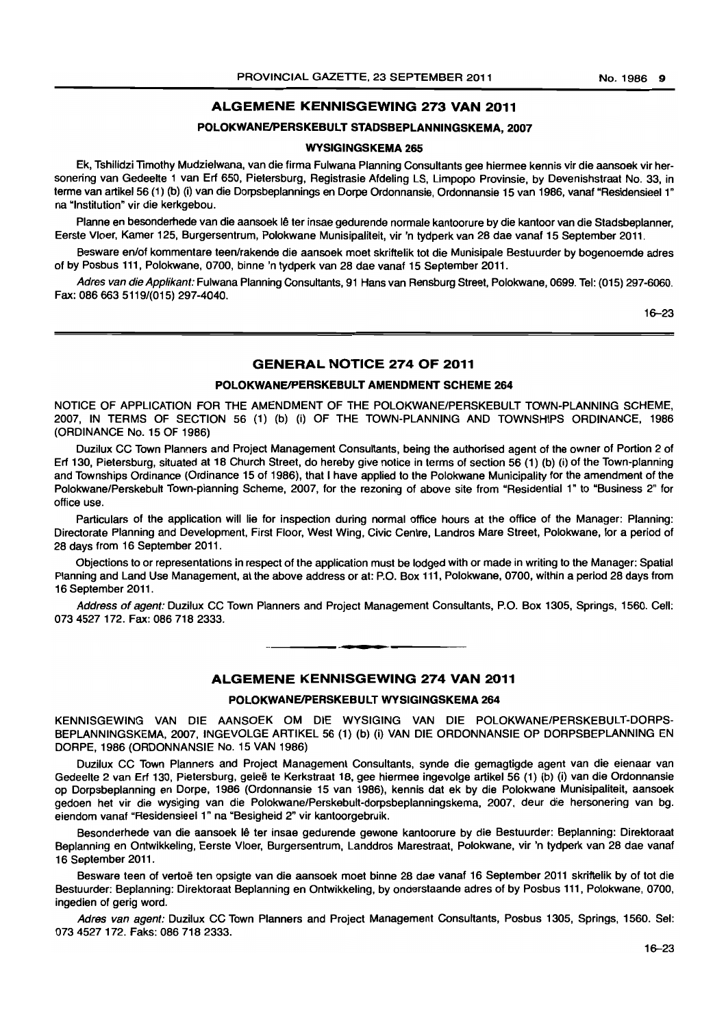## ALGEMENE KENNISGEWING 273 VAN 2011

### POLOKWANE/PERSKEBULT STADSBEPLANNINGSKEMA, 2007

### WYSIGINGSKEMA 265

Ek, Tshilidzi Timothy Mudzielwana, van die firma Fulwana Planning Consultants gee hiermee kennis vir die aansoek vir hersonering van Gedeelte 1 van Erf 650, Pietersburg, Registrasie Afdeling LS, Limpopo Provinsie, by Devenishstraat No. 33, in terme van artikel 56 (1) (b) (i) van die Dorpsbeplannings en Dorpe Ordonnansie, Ordonnansie 15 van 1986, vanaf "Residensieel 1" na "Institution" vir die kerkgebou.

Planne en besonderhede van die aansoek lê ter insae gedurende normale kantoorure by die kantoor van die Stadsbeplanner, Eerste Vloer, Kamer 125, Burgersentrum, Polokwane Munisipaliteit, vir 'n tydperk van 28 dae vanaf 15 September 2011.

Besware en/of kommentare teen/rakende die aansoek moet skriftelik tot die Munisipale Bestuurder by bogenoemde adres of by Posbus 111, Polokwane, 0700, binne 'n tydperk van 28 dae vanaf 15 September 2011.

*Adres van die Applikant:* Fulwana Planning Consultants, 91 Hans van Rensburg Street, Polokwane, 0699. Tel: (015) 297-6060. Fax: 086 663 5119/(015) 297-4040.

16–23

## GENERAL NOTICE 274 OF 2011

### POLOKWANE/PERSKEBULT AMENDMENT SCHEME 264

NOTICE OF APPLICATION FOR THE AMENDMENT OF THE POLOKWANE/PERSKEBULT TOWN-PLANNING SCHEME, 2007, IN TERMS OF SECTION 56 (1) (b) (i) OF THE TOWN-PLANNING AND TOWNSHIPS ORDINANCE, 1986 (ORDINANCE No. 15 OF 1986)

Duzilux CC Town Planners and Project Management Consultants, being the authorised agent of the owner of Portion 2 of Erf 130, Pietersburg, situated at 18 Church Street, do hereby give notice in terms of section 56 (1) (b) (i) of the Town-planning and Townships Ordinance (Ordinance 15 of 1986), that I have applied to the Polokwane Municipality for the amendment of the Polokwane/Perskebult Town-planning Scheme, 2007, for the rezoning of above site from "Residential 1" to "Business 2" for office use.

Particulars of the application will lie for inspection during normal office hours at the office of the Manager: Planning: Directorate Planning and Development, First Floor, West Wing, Civic Centre, Landros Mare Street, Polokwane, for a period of 28 days from 16 September 2011.

Objections to or representations in respect of the application must be lodged with or made in writing to the Manager: Spatial Planning and Land Use Management, at the above address or at: P.O. Box 111, Polokwane, 0700, within a period 28 days from 16 September 2011.

*Address of agent:* Duzilux CC Town Planners and Project Management Consultants, P.O. Box 1305, Springs, 1560. Cell: 073 4527 172. Fax: 086 718 2333.

## ALGEMENE KENNISGEWING 274 VAN 2011

### POLOKWANE/PERSKEBULT WYSIGINGSKEMA 264

KENNISGEWING VAN DIE AANSOEK OM DIE WYSIGING VAN DIE POLOKWANE/PERSKEBULT-DORPSBEPLANNINGSKEMA, 2007, INGEVOLGE ARTIKEL 56 (1) (b) (i) VAN DIE ORDONNANSIE OP DORPSBEPLANNING EN DORPE, 1986 (ORDONNANSIE No. 15 VAN 1986)

Duzilux CC Town Planners and Project Management Consultants, synde die gemagtigde agent van die eienaar van Gedeelte 2 van Erf 130, Pietersburg, geleë te Kerkstraat 18, gee hiermee ingevolge artikel 56 (1) (b) (i) van die Ordonnansie op Dorpsbeplanning en Dorpe, 1986 (Ordonnansie 15 van 1986), kennis dat ek by die Polokwane Munisipaliteit, aansoek gedoen het vir die wysiging van die Polokwane/Perskebult-dorpsbeplanningskema, 2007, deur die hersonering van bg. eiendom vanaf "Residensieel 1" na "Besigheid 2" vir kantoorgebruik.

Besonderhede van die aansoek lê ter insae gedurende gewone kantoorure by die Bestuurder: Beplanning: Direktoraat Beplanning en Ontwikkeling, Eerste Vloer, Burgersentrum, Landdros Marestraat, Polokwane, vir 'n tydperk van 28 dae vanaf 16 September 2011.

Besware teen of vertoë ten opsigte van die aansoek moet binne 28 dae vanaf 16 September 2011 skriftelik by of tot die Bestuurder: Beplanning: Direktoraat Beplanning en Ontwikkeling, by onderstaande adres of by Posbus 111, Polokwane, 0700, ingedien of gerig word.

*Adres van agent:* Duzilux CC Town Planners and Project Management Consultants, Posbus 1305, Springs, 1560. Sel: 073 4527 172. Faks: 086 718 2333.

16–23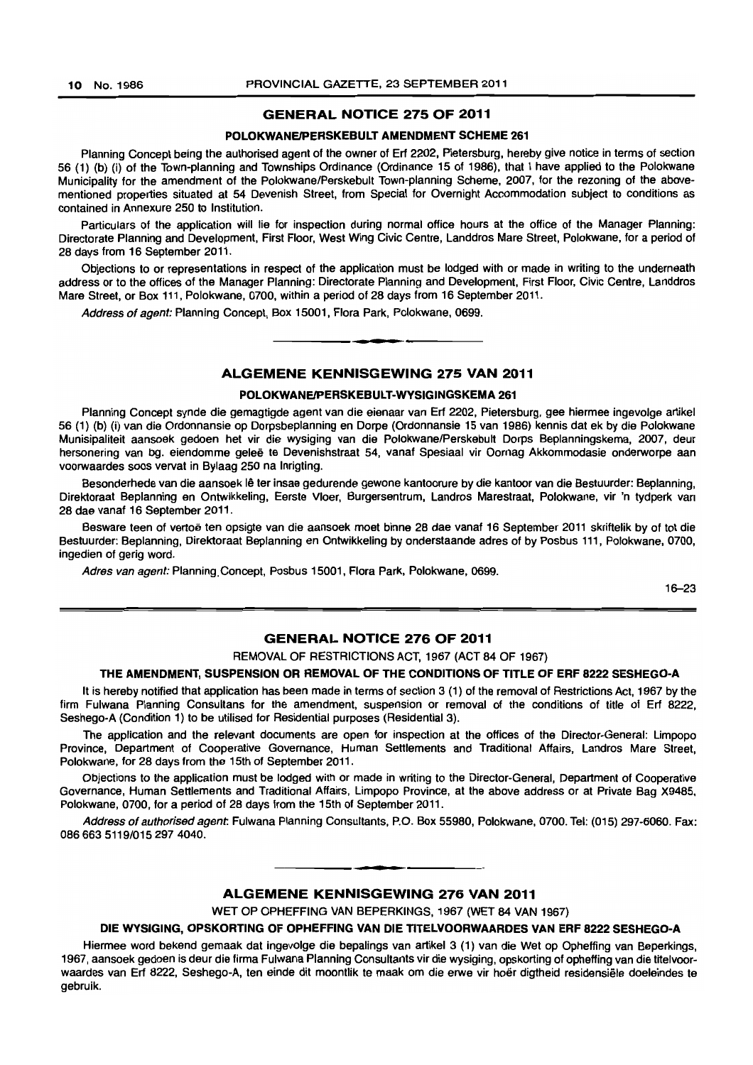## GENERAL NOTICE 275 OF 2011

### POLOKWANE/PERSKEBULT AMENDMENT SCHEME 261

Planning Concept being the authorised agent of the owner of Erf 2202, Pietersburg, hereby give notice in terms of section 56 (1) (b) (i) of the Town-planning and Townships Ordinance (Ordinance 15 of 1986), that I have applied to the Polokwane Municipality for the amendment of the Polokwane/Perskebult Town-planning Scheme, 2007, for the rezoning of the above-mentioned properties situated at 54 Devenish Street, from Special for Overnight Accommodation subject to conditions as contained in Annexure 250 to Institution.

Particulars of the application will lie for inspection during normal office hours at the office of the Manager Planning: Directorate Planning and Development, First Floor, West Wing Civic Centre, Landdros Mare Street, Polokwane, for a period of 28 days from 16 September 2011.

Objections to or representations in respect of the application must be lodged with or made in writing to the underneath address or to the offices of the Manager Planning: Directorate Planning and Development, First Floor, Civic Centre, Landdros Mare Street, or Box 111, Polokwane, 0700, within a period of 28 days from 16 September 2011.

*Address of agent:* Planning Concept, Box 15001, Flora Park, Polokwane, 0699.

## ALGEMENE KENNISGEWING 275 VAN 2011

### POLOKWANE/PERSKEBULT-WYSIGINGSKEMA 261

Planning Concept synde die gemagtigde agent van die eienaar van Erf 2202, Pietersburg, gee hiermee ingevolge artikel 56 (1) (b) (i) van die Ordonnansie op Dorpsbeplanning en Dorpe (Ordonnansie 15 van 1986) kennis dat ek by die Polokwane Munisipaliteit aansoek gedoen het vir die wysiging van die Polokwane/Perskebult Dorps Beplanningskema, 2007, deur hersonering van bg. eiendomme geleë te Devenishstraat 54, vanaf Spesiaal vir Oornag Akkommodasie onderworpe aan voorwaardes soos vervat in Bylaag 250 na Inrigting.

Besonderhede van die aansoek lê ter insae gedurende gewone kantoorure by die kantoor van die Bestuurder: Beplanning, Direktoraat Beplanning en Ontwikkeling, Eerste Vloer, Burgersentrum, Landros Marestraat, Polokwane, vir 'n tydperk van 28 dae vanaf 16 September 2011.

Besware teen of vertoë ten opsigte van die aansoek moet binne 28 dae vanaf 16 September 2011 skriftelik by of tot die Bestuurder: Beplanning, Direktoraat Beplanning en Ontwikkeling by onderstaande adres of by Posbus 111, Polokwane, 0700, ingedien of gerig word.

*Adres van agent:* Planning Concept, Posbus 15001, Flora Park, Polokwane, 0699.

16–23

## GENERAL NOTICE 276 OF 2011

REMOVAL OF RESTRICTIONS ACT, 1967 (ACT 84 OF 1967)

### THE AMENDMENT, SUSPENSION OR REMOVAL OF THE CONDITIONS OF TITLE OF ERF 8222 SESHEGO-A

It is hereby notified that application has been made in terms of section 3 (1) of the removal of Restrictions Act, 1967 by the firm Fulwana Planning Consultans for the amendment, suspension or removal of the conditions of title of Erf 8222, Seshego-A (Condition 1) to be utilised for Residential purposes (Residential 3).

The application and the relevant documents are open for inspection at the offices of the Director-General: Limpopo Province, Department of Cooperative Governance, Human Settlements and Traditional Affairs, Landros Mare Street, Polokwane, for 28 days from the 15th of September 2011.

Objections to the application must be lodged with or made in writing to the Director-General, Department of Cooperative Governance, Human Settlements and Traditional Affairs, Limpopo Province, at the above address or at Private Bag X9485, Polokwane, 0700, for a period of 28 days from the 15th of September 2011.

*Address of authorised agent:* Fulwana Planning Consultants, P.O. Box 55980, Polokwane, 0700. Tel: (015) 297-6060. Fax: 086 663 5119/015 297 4040.

## ALGEMENE KENNISGEWING 276 VAN 2011

WET OP OPHEFFING VAN BEPERKINGS, 1967 (WET 84 VAN 1967)

### DIE WYSIGING, OPSKORTING OF OPHEFFING VAN DIE TITELVOORWAARDES VAN ERF 8222 SESHEGO-A

Hiermee word bekend gemaak dat ingevolge die bepalings van artikel 3 (1) van die Wet op Opheffing van Beperkings, 1967, aansoek gedoen is deur die firma Fulwana Planning Consultants vir die wysiging, opskorting of opheffing van die titelvoorwaardes van Erf 8222, Seshego-A, ten einde dit moontlik te maak om die erwe vir hoër digtheid residensiële doeleindes te gebruik.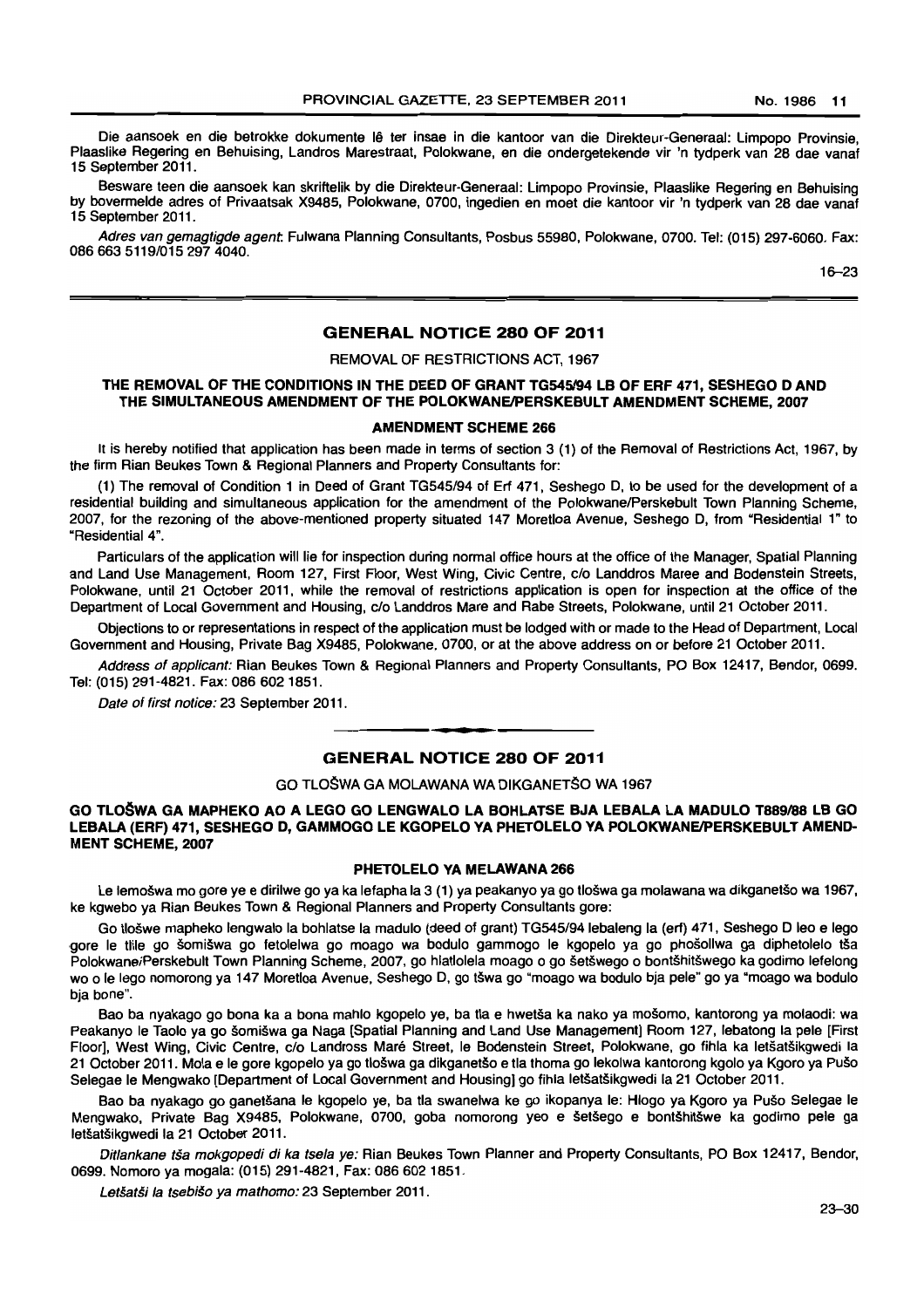Die aansoek en die betrokke dokumente lê ter insae in die kantoor van die Direkteur-Generaal: Limpopo Provinsie, Plaaslike Regering en Behuising, Landros Marestraat, Polokwane, en die ondergetekende vir 'n tydperk van 28 dae vanaf 15 September 2011.

Besware teen die aansoek kan skriftelik by die Direkteur-Generaal: Limpopo Provinsie, Plaaslike Regering en Behuising by bovermelde adres of Privaatsak X9485, Polokwane, 0700, ingedien en moet die kantoor vir 'n tydperk van 28 dae vanaf 15 September 2011.

*Adres van gemagtigde agent*: Fulwana Planning Consultants, Posbus 55980, Polokwane, 0700. Tel: (015) 297-6060. Fax: 086 663 5119/015 297 4040.

16–23

## GENERAL NOTICE 280 OF 2011

REMOVAL OF RESTRICTIONS ACT, 1967

### THE REMOVAL OF THE CONDITIONS IN THE DEED OF GRANT TG545/94 LB OF ERF 471, SESHEGO D AND THE SIMULTANEOUS AMENDMENT OF THE POLOKWANE/PERSKEBULT AMENDMENT SCHEME, 2007

#### AMENDMENT SCHEME 266

It is hereby notified that application has been made in terms of section 3 (1) of the Removal of Restrictions Act, 1967, by the firm Rian Beukes Town & Regional Planners and Property Consultants for:

(1) The removal of Condition 1 in Deed of Grant TG545/94 of Erf 471, Seshego D, to be used for the development of a residential building and simultaneous application for the amendment of the Polokwane/Perskebult Town Planning Scheme, 2007, for the rezoning of the above-mentioned property situated 147 Moretloa Avenue, Seshego D, from "Residential 1" to "Residential 4".

Particulars of the application will lie for inspection during normal office hours at the office of the Manager, Spatial Planning and Land Use Management, Room 127, First Floor, West Wing, Civic Centre, c/o Landdros Maree and Bodenstein Streets, Polokwane, until 21 October 2011, while the removal of restrictions application is open for inspection at the office of the Department of Local Government and Housing, c/o Landdros Mare and Rabe Streets, Polokwane, until 21 October 2011.

Objections to or representations in respect of the application must be lodged with or made to the Head of Department, Local Government and Housing, Private Bag X9485, Polokwane, 0700, or at the above address on or before 21 October 2011.

*Address of applicant:* Rian Beukes Town & Regional Planners and Property Consultants, PO Box 12417, Bendor, 0699. Tel: (015) 291-4821. Fax: 086 602 1851.

*Date of first notice:* 23 September 2011.

## GENERAL NOTICE 280 OF 2011

GO TLOŠWA GA MOLAWANA WA DIKGANETŠO WA 1967

### GO TLOŠWA GA MAPHEKO AO A LEGO GO LENGWALO LA BOHLATSE BJA LEBALA LA MADULO T889/88 LB GO LEBALA (ERF) 471, SESHEGO D, GAMMOGO LE KGOPELO YA PHETOLELO YA POLOKWANE/PERSKEBULT AMENDMENT SCHEME, 2007

#### PHETOLELO YA MELAWANA 266

Le lemošwa mo gore ye e dirilwe go ya ka lefapha la 3 (1) ya peakanyo ya go tlošwa ga molawana wa dikganetšo wa 1967, ke kgwebo ya Rian Beukes Town & Regional Planners and Property Consultants gore:

Go tlošwe mapheko lengwalo la bohlatse la madulo (deed of grant) TG545/94 lebaleng la (erf) 471, Seshego D leo e lego gore le tlile go šomišwa go fetolelwa go moago wa bodulo gammogo le kgopelo ya go phošollwa ga diphetolelo tša Polokwane/Perskebult Town Planning Scheme, 2007, go hlatlolela moago o go šetšwego o bontšhitšwego ka godimo lefelong wo o le lego nomorong ya 147 Moretloa Avenue, Seshego D, go tšwa go "moago wa bodulo bja pele" go ya "moago wa bodulo bja bone".

Bao ba nyakago go bona ka a bona mahlo kgopelo ye, ba tla e hwetša ka nako ya mošomo, kantorong ya molaodi: wa Peakanyo le Taolo ya go šomišwa ga Naga [Spatial Planning and Land Use Management] Room 127, lebatong la pele [First Floor], West Wing, Civic Centre, c/o Landross Maré Street, le Bodenstein Street, Polokwane, go fihla ka letšatšikgwedi la 21 October 2011. Mola e le gore kgopelo ya go tlošwa ga dikganetšo e tla thoma go lekolwa kantorong kgolo ya Kgoro ya Pušo Selegae le Mengwako [Department of Local Government and Housing] go fihla letšatšikgwedi la 21 October 2011.

Bao ba nyakago go ganetšana le kgopelo ye, ba tla swanelwa ke go ikopanya le: Hlogo ya Kgoro ya Pušo Selegae le Mengwako, Private Bag X9485, Polokwane, 0700, goba nomorong yeo e šetšego e bontšhitšwe ka godimo pele ga letšatšikgwedi la 21 October 2011.

*Ditlankane tša mokgopedi di ka tsela ye:* Rian Beukes Town Planner and Property Consultants, PO Box 12417, Bendor, 0699. Nomoro ya mogala: (015) 291-4821, Fax: 086 602 1851.

*Letšatši la tsebišo ya mathomo:* 23 September 2011.

23–30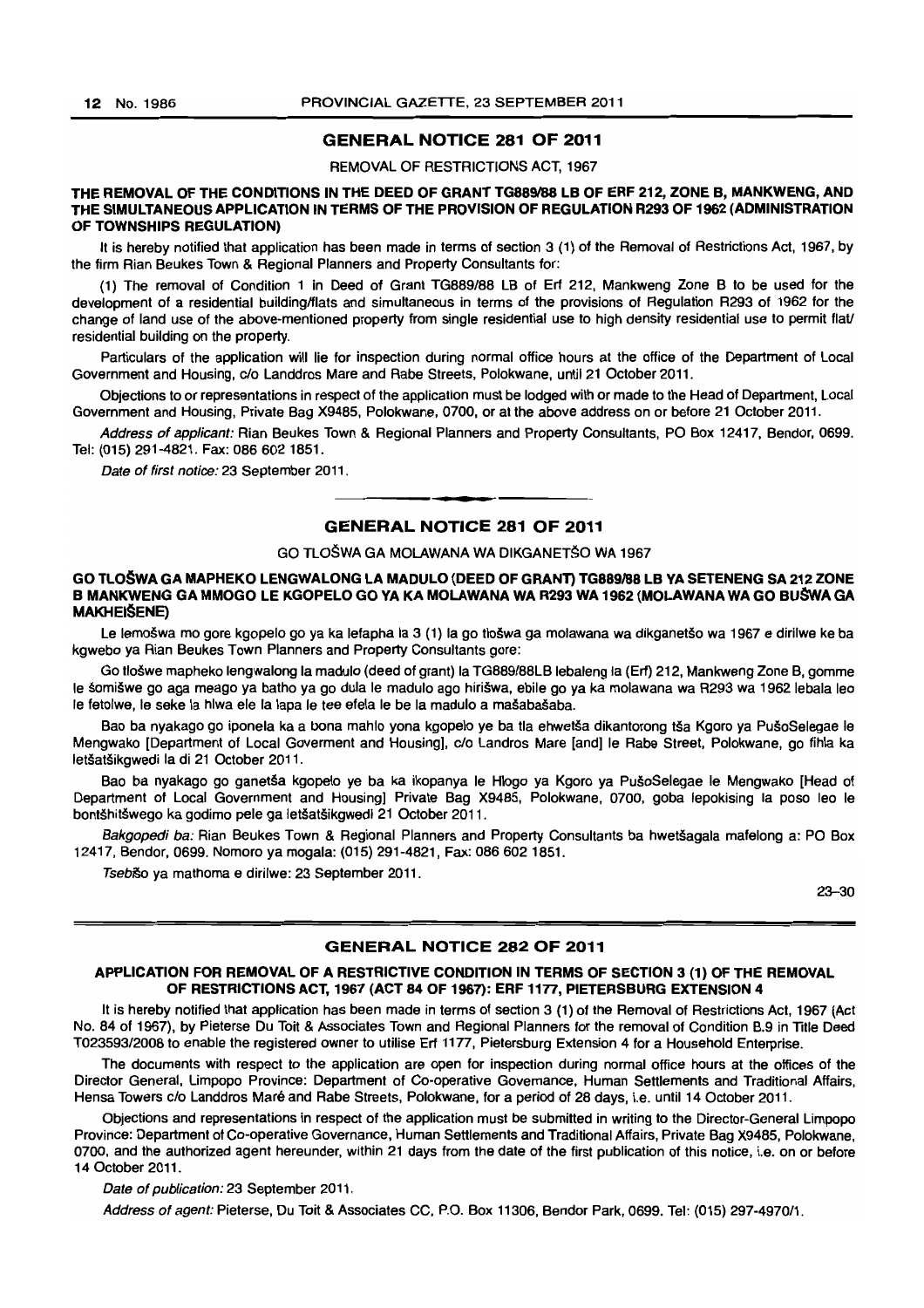## GENERAL NOTICE 281 OF 2011

REMOVAL OF RESTRICTIONS ACT, 1967

**THE REMOVAL OF THE CONDITIONS IN THE DEED OF GRANT TG889/88 LB OF ERF 212, ZONE B, MANKWENG, AND THE SIMULTANEOUS APPLICATION IN TERMS OF THE PROVISION OF REGULATION R293 OF 1962 (ADMINISTRATION OF TOWNSHIPS REGULATION)**

It is hereby notified that application has been made in terms of section 3 (1) of the Removal of Restrictions Act, 1967, by the firm Rian Beukes Town & Regional Planners and Property Consultants for:

(1) The removal of Condition 1 in Deed of Grant TG889/88 LB of Erf 212, Mankweng Zone B to be used for the development of a residential building/flats and simultaneous in terms of the provisions of Regulation R293 of 1962 for the change of land use of the above-mentioned property from single residential use to high density residential use to permit flat/ residential building on the property.

Particulars of the application will lie for inspection during normal office hours at the office of the Department of Local Government and Housing, c/o Landdros Mare and Rabe Streets, Polokwane, until 21 October 2011.

Objections to or representations in respect of the application must be lodged with or made to the Head of Department, Local Government and Housing, Private Bag X9485, Polokwane, 0700, or at the above address on or before 21 October 2011.

*Address of applicant:* Rian Beukes Town & Regional Planners and Property Consultants, PO Box 12417, Bendor, 0699. Tel: (015) 291-4821. Fax: 086 602 1851.

*Date of first notice:* 23 September 2011.

## GENERAL NOTICE 281 OF 2011

GO TLOŠWA GA MOLAWANA WA DIKGANETŠO WA 1967

**GO TLOŠWA GA MAPHEKO LENGWALONG LA MADULO (DEED OF GRANT) TG889/88 LB YA SETENENG SA 212 ZONE B MANKWENG GA MMOGO LE KGOPELO GO YA KA MOLAWANA WA R293 WA 1962 (MOLAWANA WA GO BUŠWA GA MAKHEIŠENE)**

Le lemošwa mo gore kgopelo go ya ka lefapha la 3 (1) la go tlošwa ga molawana wa dikganetšo wa 1967 e dirilwe ke ba kgwebo ya Rian Beukes Town Planners and Property Consultants gore:

Go tlošwe mapheko lengwalong la madulo (deed of grant) la TG889/88LB lebaleng la (Erf) 212, Mankweng Zone B, gomme le šomišwe go aga meago ya batho ya go dula le madulo ago hirišwa, ebile go ya ka molawana wa R293 wa 1962 lebala leo le fetolwe, le seke la hlwa ele la lapa le tee efela le be la madulo a mašabašaba.

Bao ba nyakago go iponela ka a bona mahlo yona kgopelo ye ba tla ehwetša dikantorong tša Kgoro ya PušoSelegae le Mengwako [Department of Local Goverment and Housing], c/o Landros Mare [and] le Rabe Street, Polokwane, go fihla ka letšatšikgwedi la di 21 October 2011.

Bao ba nyakago go ganetša kgopelo ye ba ka ikopanya le Hlogo ya Kgoro ya PušoSelegae le Mengwako [Head of Department of Local Government and Housing] Private Bag X9485, Polokwane, 0700, goba lepokising la poso leo le bontšhitšwego ka godimo pele ga letšatšikgwedi 21 October 2011.

*Bakgopedi ba:* Rian Beukes Town & Regional Planners and Property Consultants ba hwetšagala mafelong a: PO Box 12417, Bendor, 0699. Nomoro ya mogala: (015) 291-4821, Fax: 086 602 1851.

*Tsebišo ya mathoma e dirilwe:* 23 September 2011.

23–30

## GENERAL NOTICE 282 OF 2011

**APPLICATION FOR REMOVAL OF A RESTRICTIVE CONDITION IN TERMS OF SECTION 3 (1) OF THE REMOVAL OF RESTRICTIONS ACT, 1967 (ACT 84 OF 1967): ERF 1177, PIETERSBURG EXTENSION 4**

It is hereby notified that application has been made in terms of section 3 (1) of the Removal of Restrictions Act, 1967 (Act No. 84 of 1967), by Pieterse Du Toit & Associates Town and Regional Planners for the removal of Condition B.9 in Title Deed T023593/2008 to enable the registered owner to utilise Erf 1177, Pietersburg Extension 4 for a Household Enterprise.

The documents with respect to the application are open for inspection during normal office hours at the offices of the Director General, Limpopo Province: Department of Co-operative Governance, Human Settlements and Traditional Affairs, Hensa Towers c/o Landdros Maré and Rabe Streets, Polokwane, for a period of 28 days, i.e. until 14 October 2011.

Objections and representations in respect of the application must be submitted in writing to the Director-General Limpopo Province: Department of Co-operative Governance, Human Settlements and Traditional Affairs, Private Bag X9485, Polokwane, 0700, and the authorized agent hereunder, within 21 days from the date of the first publication of this notice, i.e. on or before 14 October 2011.

*Date of publication:* 23 September 2011.

*Address of agent:* Pieterse, Du Toit & Associates CC, P.O. Box 11306, Bendor Park, 0699. Tel: (015) 297-4970/1.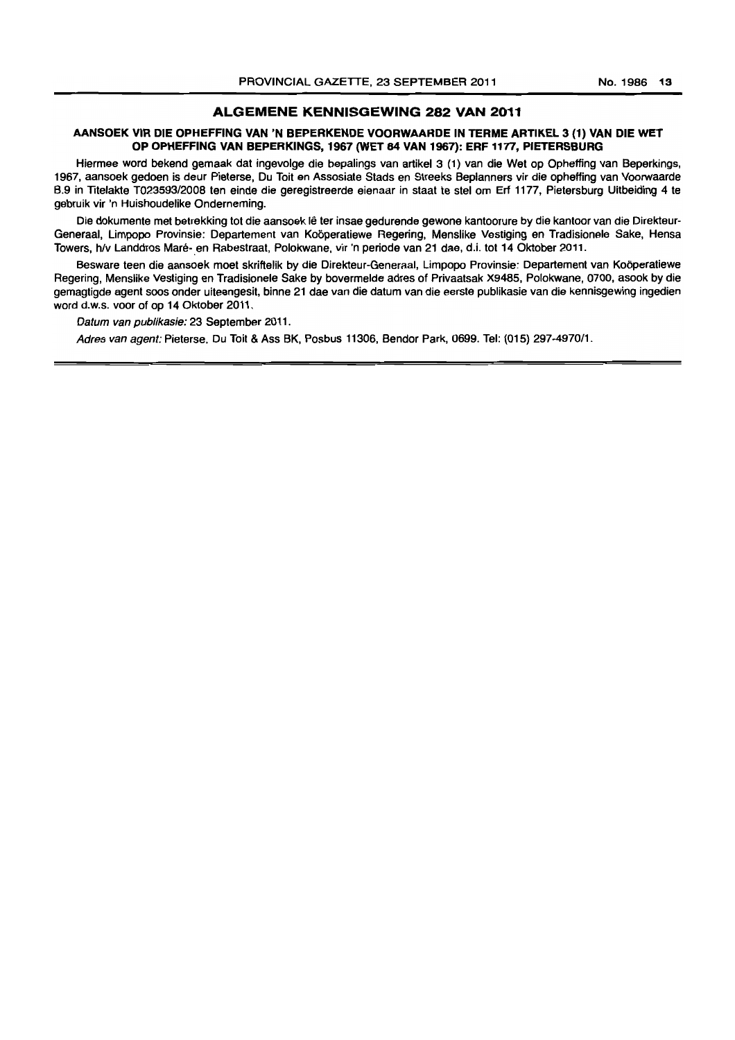## ALGEMENE KENNISGEWING 282 VAN 2011

### AANSOEK VIR DIE OPHEFFING VAN 'N BEPERKENDE VOORWAARDE IN TERME ARTIKEL 3 (1) VAN DIE WET OP OPHEFFING VAN BEPERKINGS, 1967 (WET 84 VAN 1967): ERF 1177, PIETERSBURG

Hiermee word bekend gemaak dat ingevolge die bepalings van artikel 3 (1) van die Wet op Opheffing van Beperkings, 1967, aansoek gedoen is deur Pieterse, Du Toit en Assosiate Stads en Streeks Beplanners vir die opheffing van Voorwaarde B.9 in Titelakte T023593/2008 ten einde die geregistreerde eienaar in staat te stel om Erf 1177, Pietersburg Uitbeiding 4 te gebruik vir 'n Huishoudelike Onderneming.

Die dokumente met betrekking tot die aansoek lê ter insae gedurende gewone kantoorure by die kantoor van die Direkteur-Generaal, Limpopo Provinsie: Departement van Koöperatiewe Regering, Menslike Vestiging en Tradisionele Sake, Hensa Towers, h/v Landdros Maré- en Rabestraat, Polokwane, vir 'n periode van 21 dae, d.i. tot 14 Oktober 2011.

Besware teen die aansoek moet skriftelik by die Direkteur-Generaal, Limpopo Provinsie: Departement van Koöperatiewe Regering, Menslike Vestiging en Tradisionele Sake by bovermelde adres of Privaatsak X9485, Polokwane, 0700, asook by die gemagtigde agent soos onder uiteengesit, binne 21 dae van die datum van die eerste publikasie van die kennisgewing ingedien word d.w.s. voor of op 14 Oktober 2011.

*Datum van publikasie:* 23 September 2011.

*Adres van agent:* Pieterse, Du Toit & Ass BK, Posbus 11306, Bendor Park, 0699. Tel: (015) 297-4970/1.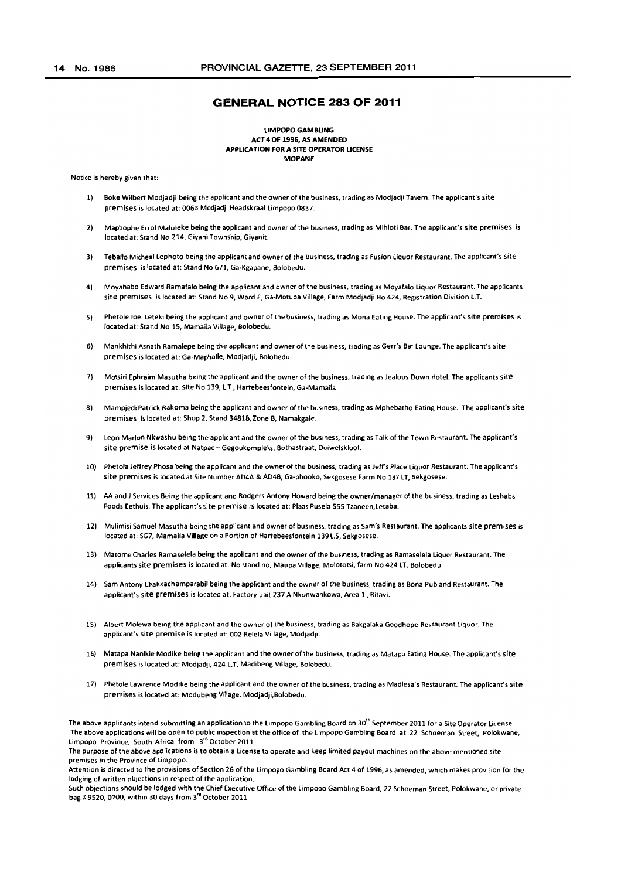## GENERAL NOTICE 283 OF 2011

**LIMPOPO GAMBLING**
**ACT 4 OF 1996, AS AMENDED**
**APPLICATION FOR A SITE OPERATOR LICENSE**
**MOPANE**

Notice is hereby given that:

1) Boke Wilbert Modjadji being the applicant and the owner of the business, trading as Modjadji Tavern. The applicant's site premises is located at: 0063 Modjadji Headskraal Limpopo 0837.

2) Maphophe Errol Maluleke being the applicant and owner of the business, trading as Mihloti Bar. The applicant's site premises is located at: Stand No 214, Giyani Township, Giyanit.

3) Teballo Micheal Lephoto being the applicant and owner of the business, trading as Fusion Liquor Restaurant. The applicant's site premises is located at: Stand No 671, Ga-Kgapane, Bolobedu.

4) Moyahabo Edward Ramafalo being the applicant and owner of the business, trading as Moyafalo Liquor Restaurant. The applicants site premises is located at: Stand No 9, Ward E, Ga-Motupa Village, Farm Modjadji No 424, Registration Division L.T.

5) Phetole Joel Leteki being the applicant and owner of the business, trading as Mona Eating House. The applicant's site premises is located at: Stand No 15, Mamaila Village, Bolobedu.

6) Mankhithi Asnath Ramalepe being the applicant and owner of the business, trading as Gerr's Bar Lounge. The applicant's site premises is located at: Ga-Maphalle, Modjadji, Bolobedu.

7) Motsiri Ephraim Masutha being the applicant and the owner of the business, trading as Jealous Down Hotel. The applicants site premises is located at: Site No 139, L.T, Hartebeesfontein, Ga-Mamaila

8) Mampjedi Patrick Rakoma being the applicant and owner of the business, trading as Mphebatho Eating House. The applicant's site premises is located at: Shop 2, Stand 3481B, Zone B, Namakgale.

9) Leon Marlon Nkwashu being the applicant and the owner of the business, trading as Talk of the Town Restaurant. The applicant's site premise is located at Natpac – Gegoukompleks, Bothastraat, Duiwelskloof.

10) Phetola Jeffrey Phosa being the applicant and the owner of the business, trading as Jeff's Place Liquor Restaurant. The applicant's site premises is located at Site Number AD4A & AD4B, Ga-phooko, Sekgosese Farm No 137 LT, Sekgosese.

11) AA and J Services Being the applicant and Rodgers Antony Howard being the owner/manager of the business, trading as Leshaba Foods Eethuis. The applicant's site premise is located at: Plaas Pusela 555 Tzaneen,Letaba.

12) Mulimisi Samuel Masutha being the applicant and owner of business, trading as Sam's Restaurant. The applicants site premises is located at: SG7, Mamaila Village on a Portion of Hartebeesfontein 139 L.S, Sekgosese.

13) Matome Charles Ramaselela being the applicant and the owner of the business, trading as Ramaselela Liquor Restaurant. The applicants site premises is located at: No stand no, Maupa Village, Molototsi, farm No 424 LT, Bolobedu.

14) Sam Antony Chakkachamparabil being the applicant and the owner of the business, trading as Bona Pub and Restaurant. The applicant's site premises is located at: Factory unit 237 A Nkonwankowa, Area 1, Ritavi.

15) Albert Molewa being the applicant and the owner of the business, trading as Bakgalaka Goodhope Restaurant Liquor. The applicant's site premise is located at: 002 Relela Village, Modjadji.

16) Matapa Nanikie Modike being the applicant and the owner of the business, trading as Matapa Eating House. The applicant's site premises is located at: Modjadji, 424 L.T, Madibeng Village, Bolobedu.

17) Phetole Lawrence Modike being the applicant and the owner of the business, trading as Madlesa's Restaurant. The applicant's site premises is located at: Modubeng Village, Modjadji,Bolobedu.

The above applicants intend submitting an application to the Limpopo Gambling Board on 30th September 2011 for a Site Operator License
The above applications will be open to public inspection at the office of the Limpopo Gambling Board at 22 Schoeman Street, Polokwane, Limpopo Province, South Africa from 3rd October 2011
The purpose of the above applications is to obtain a License to operate and keep limited payout machines on the above mentioned site premises in the Province of Limpopo.
Attention is directed to the provisions of Section 26 of the Limpopo Gambling Board Act 4 of 1996, as amended, which makes provision for the lodging of written objections in respect of the application.
Such objections should be lodged with the Chief Executive Office of the Limpopo Gambling Board, 22 Schoeman Street, Polokwane, or private bag X 9520, 0700, within 30 days from 3rd October 2011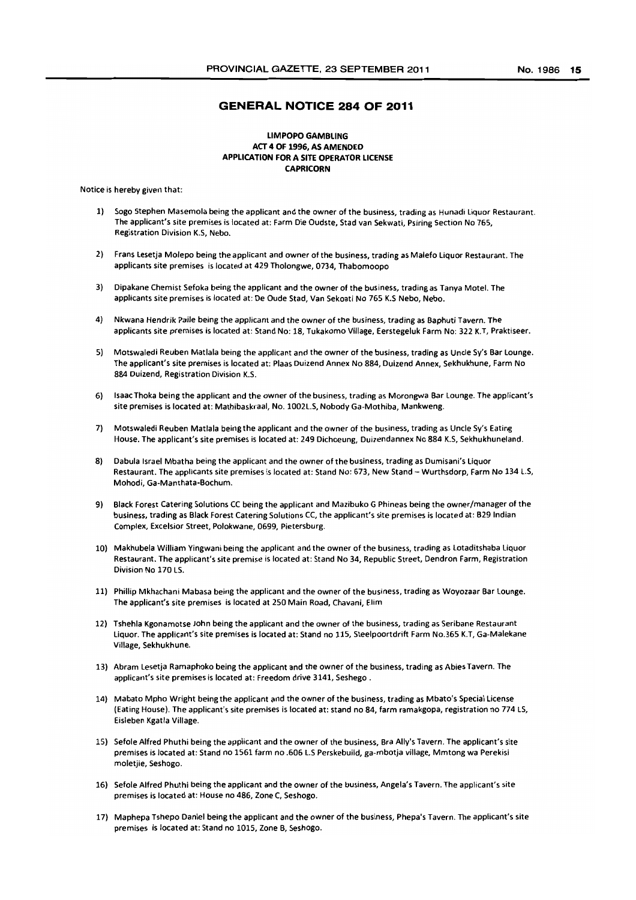## GENERAL NOTICE 284 OF 2011

**LIMPOPO GAMBLING**
**ACT 4 OF 1996, AS AMENDED**
**APPLICATION FOR A SITE OPERATOR LICENSE**
**CAPRICORN**

Notice is hereby given that:

1) Sogo Stephen Masemola being the applicant and the owner of the business, trading as Hunadi Liquor Restaurant. The applicant's site premises is located at: Farm Die Oudste, Stad van Sekwati, Psiring Section No 765, Registration Division K.S, Nebo.

2) Frans Lesetja Molepo being the applicant and owner of the business, trading as Malefo Liquor Restaurant. The applicants site premises is located at 429 Tholongwe, 0734, Thabomoopo

3) Dipakane Chemist Sefoka being the applicant and the owner of the business, trading as Tanya Motel. The applicants site premises is located at: De Oude Stad, Van Sekoati No 765 K.S Nebo, Nebo.

4) Nkwana Hendrik Paile being the applicant and the owner of the business, trading as Baphuti Tavern. The applicants site premises is located at: Stand No: 18, Tukakomo Village, Eerstegeluk Farm No: 322 K.T, Praktiseer.

5) Motswaledi Reuben Matlala being the applicant and the owner of the business, trading as Uncle Sy's Bar Lounge. The applicant's site premises is located at: Plaas Duizend Annex No 884, Duizend Annex, Sekhukhune, Farm No 884 Duizend, Registration Division K.S.

6) Isaac Thoka being the applicant and the owner of the business, trading as Morongwa Bar Lounge. The applicant's site premises is located at: Mathibaskraal, No. 1002L.S, Nobody Ga-Mothiba, Mankweng.

7) Motswaledi Reuben Matlala being the applicant and the owner of the business, trading as Uncle Sy's Eating House. The applicant's site premises is located at: 249 Dichoeung, Duizendannex No 884 K.S, Sekhukhuneland.

8) Dabula Israel Mbatha being the applicant and the owner of the business, trading as Dumisani's Liquor Restaurant. The applicants site premises is located at: Stand No: 673, New Stand – Wurthsdorp, Farm No 134 L.S, Mohodi, Ga-Manthata-Bochum.

9) Black Forest Catering Solutions CC being the applicant and Mazibuko G Phineas being the owner/manager of the business, trading as Black Forest Catering Solutions CC, the applicant's site premises is located at: B29 Indian Complex, Excelsior Street, Polokwane, 0699, Pietersburg.

10) Makhubela William Yingwani being the applicant and the owner of the business, trading as Lotaditshaba Liquor Restaurant. The applicant's site premise is located at: Stand No 34, Republic Street, Dendron Farm, Registration Division No 170 LS.

11) Phillip Mkhachani Mabasa being the applicant and the owner of the business, trading as Woyozaar Bar Lounge. The applicant's site premises is located at 250 Main Road, Chavani, Elim

12) Tshehla Kgonamotse John being the applicant and the owner of the business, trading as Seribane Restaurant Liquor. The applicant's site premises is located at: Stand no 115, Steelpoortdrift Farm No.365 K.T, Ga-Malekane Village, Sekhukhune.

13) Abram Lesetja Ramaphoko being the applicant and the owner of the business, trading as Abies Tavern. The applicant's site premises is located at: Freedom drive 3141, Seshego .

14) Mabato Mpho Wright being the applicant and the owner of the business, trading as Mbato's Special License (Eating House). The applicant's site premises is located at: stand no 84, farm ramakgopa, registration no 774 LS, Eisleben Kgatla Village.

15) Sefole Alfred Phuthi being the applicant and the owner of the business, Bra Ally's Tavern. The applicant's site premises is located at: Stand no 1561 farm no .606 L.S Perskebuild, ga-mbotja village, Mmtong wa Perekisi moletjie, Seshogo.

16) Sefole Alfred Phuthi being the applicant and the owner of the business, Angela's Tavern. The applicant's site premises is located at: House no 486, Zone C, Seshogo.

17) Maphepa Tshepo Daniel being the applicant and the owner of the business, Phepa's Tavern. The applicant's site premises is located at: Stand no 1015, Zone B, Seshogo.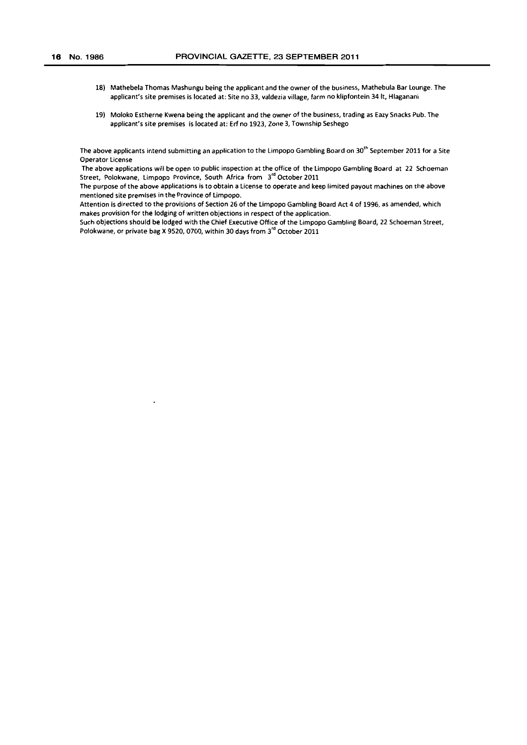18) Mathebela Thomas Mashungu being the applicant and the owner of the business, Mathebula Bar Lounge. The applicant's site premises is located at: Site no 33, valdezia village, farm no klipfontein 34 lt, Hlaganani

19) Moloko Estherne Kwena being the applicant and the owner of the business, trading as Eazy Snacks Pub. The applicant's site premises is located at: Erf no 1923, Zone 3, Township Seshego

The above applicants intend submitting an application to the Limpopo Gambling Board on 30th September 2011 for a Site Operator License

The above applications will be open to public inspection at the office of the Limpopo Gambling Board at 22 Schoeman Street, Polokwane, Limpopo Province, South Africa from 3rd October 2011

The purpose of the above applications is to obtain a License to operate and keep limited payout machines on the above mentioned site premises in the Province of Limpopo.

Attention is directed to the provisions of Section 26 of the Limpopo Gambling Board Act 4 of 1996, as amended, which makes provision for the lodging of written objections in respect of the application.

Such objections should be lodged with the Chief Executive Office of the Limpopo Gambling Board, 22 Schoeman Street, Polokwane, or private bag X 9520, 0700, within 30 days from 3rd October 2011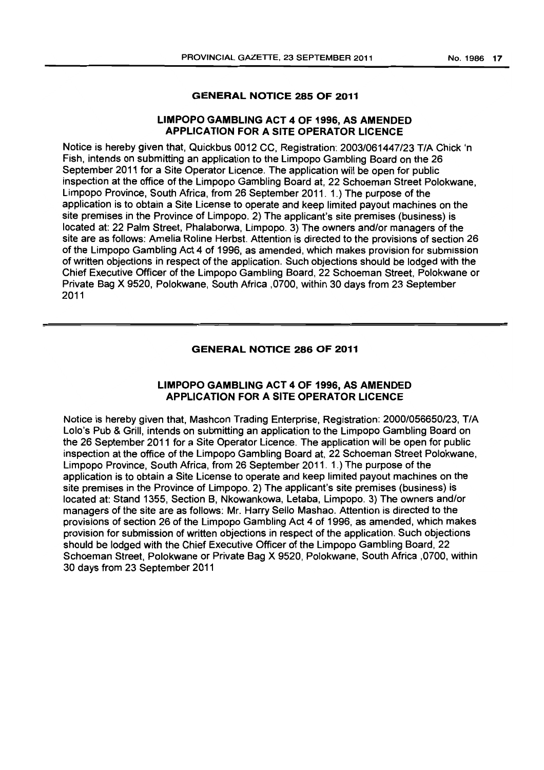## GENERAL NOTICE 285 OF 2011

### LIMPOPO GAMBLING ACT 4 OF 1996, AS AMENDED APPLICATION FOR A SITE OPERATOR LICENCE

Notice is hereby given that, Quickbus 0012 CC, Registration: 2003/061447/23 T/A Chick 'n Fish, intends on submitting an application to the Limpopo Gambling Board on the 26 September 2011 for a Site Operator Licence. The application will be open for public inspection at the office of the Limpopo Gambling Board at, 22 Schoeman Street Polokwane, Limpopo Province, South Africa, from 26 September 2011. 1.) The purpose of the application is to obtain a Site License to operate and keep limited payout machines on the site premises in the Province of Limpopo. 2) The applicant's site premises (business) is located at: 22 Palm Street, Phalaborwa, Limpopo. 3) The owners and/or managers of the site are as follows: Amelia Roline Herbst. Attention is directed to the provisions of section 26 of the Limpopo Gambling Act 4 of 1996, as amended, which makes provision for submission of written objections in respect of the application. Such objections should be lodged with the Chief Executive Officer of the Limpopo Gambling Board, 22 Schoeman Street, Polokwane or Private Bag X 9520, Polokwane, South Africa ,0700, within 30 days from 23 September 2011

## GENERAL NOTICE 286 OF 2011

### LIMPOPO GAMBLING ACT 4 OF 1996, AS AMENDED APPLICATION FOR A SITE OPERATOR LICENCE

Notice is hereby given that, Mashcon Trading Enterprise, Registration: 2000/056650/23, T/A Lolo's Pub & Grill, intends on submitting an application to the Limpopo Gambling Board on the 26 September 2011 for a Site Operator Licence. The application will be open for public inspection at the office of the Limpopo Gambling Board at, 22 Schoeman Street Polokwane, Limpopo Province, South Africa, from 26 September 2011. 1.) The purpose of the application is to obtain a Site License to operate and keep limited payout machines on the site premises in the Province of Limpopo. 2) The applicant's site premises (business) is located at: Stand 1355, Section B, Nkowankowa, Letaba, Limpopo. 3) The owners and/or managers of the site are as follows: Mr. Harry Sello Mashao. Attention is directed to the provisions of section 26 of the Limpopo Gambling Act 4 of 1996, as amended, which makes provision for submission of written objections in respect of the application. Such objections should be lodged with the Chief Executive Officer of the Limpopo Gambling Board, 22 Schoeman Street, Polokwane or Private Bag X 9520, Polokwane, South Africa ,0700, within 30 days from 23 September 2011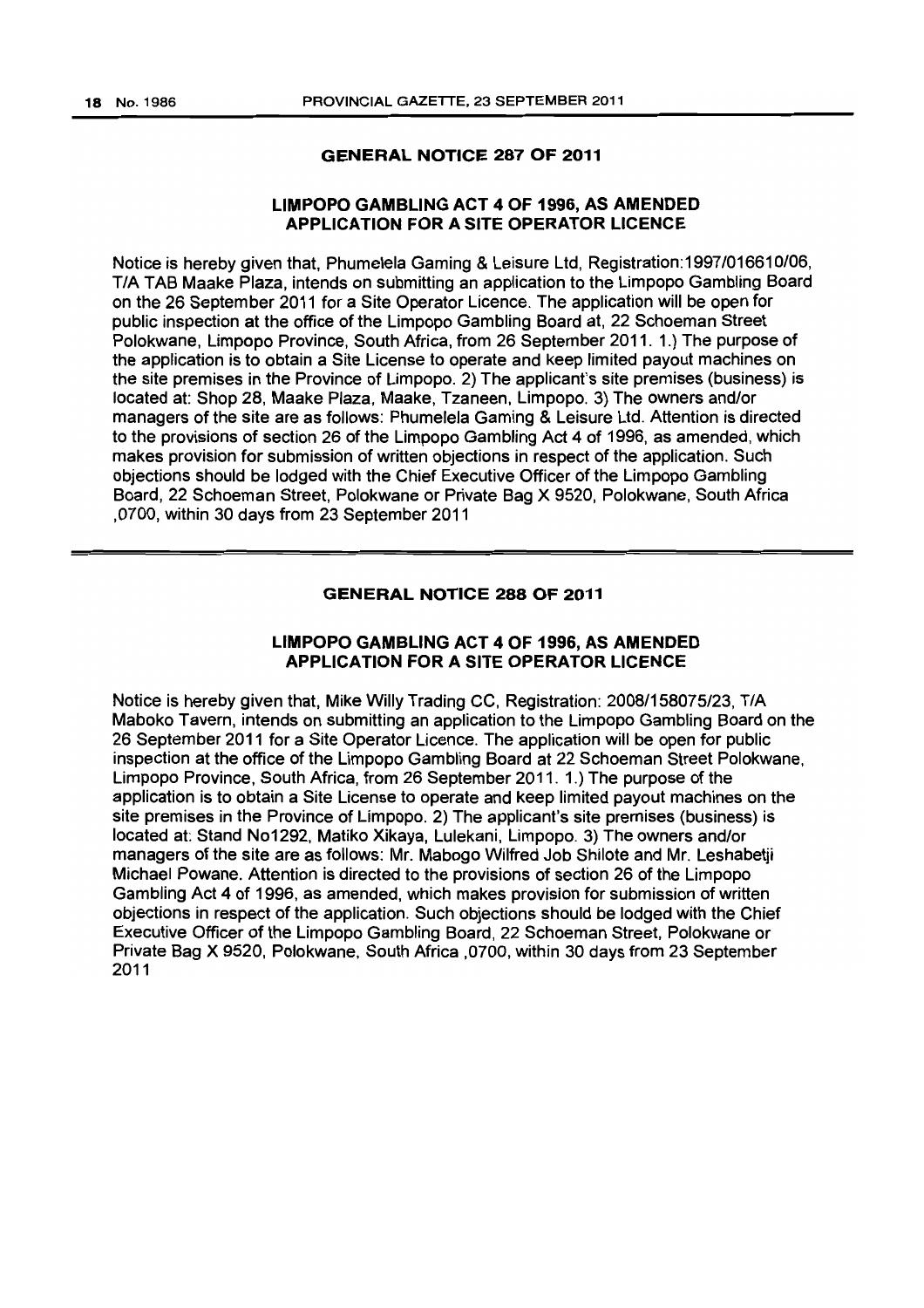## GENERAL NOTICE 287 OF 2011

### LIMPOPO GAMBLING ACT 4 OF 1996, AS AMENDED APPLICATION FOR A SITE OPERATOR LICENCE

Notice is hereby given that, Phumelela Gaming & Leisure Ltd, Registration:1997/016610/06, T/A TAB Maake Plaza, intends on submitting an application to the Limpopo Gambling Board on the 26 September 2011 for a Site Operator Licence. The application will be open for public inspection at the office of the Limpopo Gambling Board at, 22 Schoeman Street Polokwane, Limpopo Province, South Africa, from 26 September 2011. 1.) The purpose of the application is to obtain a Site License to operate and keep limited payout machines on the site premises in the Province of Limpopo. 2) The applicant's site premises (business) is located at: Shop 28, Maake Plaza, Maake, Tzaneen, Limpopo. 3) The owners and/or managers of the site are as follows: Phumelela Gaming & Leisure Ltd. Attention is directed to the provisions of section 26 of the Limpopo Gambling Act 4 of 1996, as amended, which makes provision for submission of written objections in respect of the application. Such objections should be lodged with the Chief Executive Officer of the Limpopo Gambling Board, 22 Schoeman Street, Polokwane or Private Bag X 9520, Polokwane, South Africa ,0700, within 30 days from 23 September 2011

## GENERAL NOTICE 288 OF 2011

### LIMPOPO GAMBLING ACT 4 OF 1996, AS AMENDED APPLICATION FOR A SITE OPERATOR LICENCE

Notice is hereby given that, Mike Willy Trading CC, Registration: 2008/158075/23, T/A Maboko Tavern, intends on submitting an application to the Limpopo Gambling Board on the 26 September 2011 for a Site Operator Licence. The application will be open for public inspection at the office of the Limpopo Gambling Board at 22 Schoeman Street Polokwane, Limpopo Province, South Africa, from 26 September 2011. 1.) The purpose of the application is to obtain a Site License to operate and keep limited payout machines on the site premises in the Province of Limpopo. 2) The applicant's site premises (business) is located at: Stand No1292, Matiko Xikaya, Lulekani, Limpopo. 3) The owners and/or managers of the site are as follows: Mr. Mabogo Wilfred Job Shilote and Mr. Leshabetji Michael Powane. Attention is directed to the provisions of section 26 of the Limpopo Gambling Act 4 of 1996, as amended, which makes provision for submission of written objections in respect of the application. Such objections should be lodged with the Chief Executive Officer of the Limpopo Gambling Board, 22 Schoeman Street, Polokwane or Private Bag X 9520, Polokwane, South Africa ,0700, within 30 days from 23 September 2011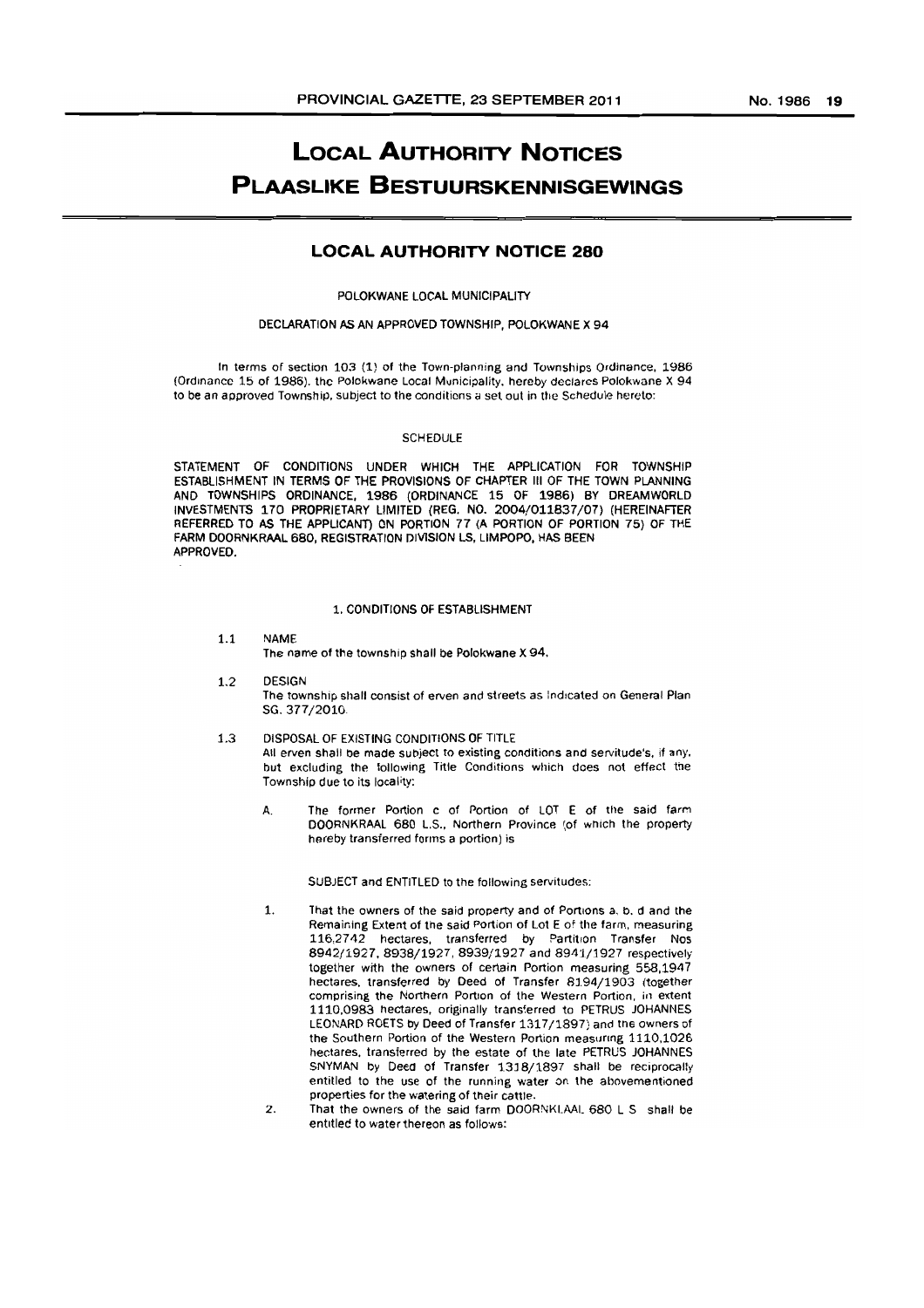# Local Authority Notices

# Plaaslike Bestuurskennisgewings

## LOCAL AUTHORITY NOTICE 280

POLOKWANE LOCAL MUNICIPALITY

DECLARATION AS AN APPROVED TOWNSHIP, POLOKWANE X 94

In terms of section 103 (1) of the Town-planning and Townships Ordinance, 1986 (Ordinance 15 of 1986). the Polokwane Local Municipality, hereby declares Polokwane X 94 to be an approved Township, subject to the conditions a set out in the Schedule hereto:

SCHEDULE

STATEMENT OF CONDITIONS UNDER WHICH THE APPLICATION FOR TOWNSHIP ESTABLISHMENT IN TERMS OF THE PROVISIONS OF CHAPTER III OF THE TOWN PLANNING AND TOWNSHIPS ORDINANCE, 1986 (ORDINANCE 15 OF 1986) BY DREAMWORLD INVESTMENTS 170 PROPRIETARY LIMITED (REG. NO. 2004/011837/07) (HEREINAFTER REFERRED TO AS THE APPLICANT) ON PORTION 77 (A PORTION OF PORTION 75) OF THE FARM DOORNKRAAL 680, REGISTRATION DIVISION LS, LIMPOPO, HAS BEEN APPROVED.

1. CONDITIONS OF ESTABLISHMENT

1.1 NAME

The name of the township shall be Polokwane X 94.

1.2 DESIGN

The township shall consist of erven and streets as indicated on General Plan SG. 377/2010.

1.3 DISPOSAL OF EXISTING CONDITIONS OF TITLE

All erven shall be made subject to existing conditions and servitude's, if any, but excluding the following Title Conditions which does not effect the Township due to its locality:

A. The former Portion c of Portion of LOT E of the said farm DOORNKRAAL 680 L.S., Northern Province (of which the property hereby transferred forms a portion) is

SUBJECT and ENTITLED to the following servitudes:

1. That the owners of the said property and of Portions a. b. d and the Remaining Extent of the said Portion of Lot E of the farm, measuring 116,2742 hectares, transferred by Partition Transfer Nos 8942/1927, 8938/1927, 8939/1927 and 8941/1927 respectively together with the owners of certain Portion measuring 558,1947 hectares, transferred by Deed of Transfer 8194/1903 (together comprising the Northern Portion of the Western Portion, in extent 1110,0983 hectares, originally transferred to PETRUS JOHANNES LEONARD ROETS by Deed of Transfer 1317/1897) and the owners of the Southern Portion of the Western Portion measuring 1110,1026 hectares, transferred by the estate of the late PETRUS JOHANNES SNYMAN by Deed of Transfer 1318/1897 shall be reciprocally entitled to the use of the running water on the abovementioned properties for the watering of their cattle.
2. That the owners of the said farm DOORNKLAAL 680 L S shall be entitled to water thereon as follows: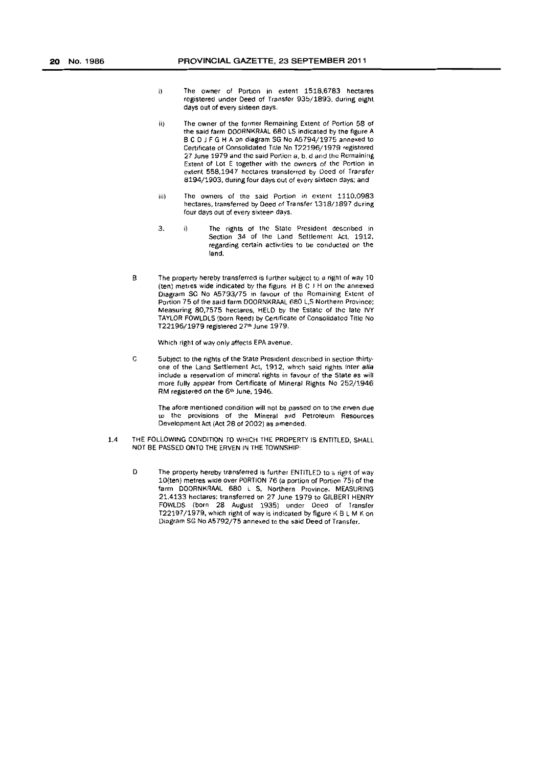i) The owner of Portion in extent 1518,6783 hectares registered under Deed of Transfer 935/1893, during eight days out of every sixteen days.

ii) The owner of the former Remaining Extent of Portion 58 of the said farm DOORNKRAAL 680 LS indicated by the figure A B C D J F G H A on diagram SG No A5794/1975 annexed to Certificate of Consolidated Title No T22196/1979 registered 27 June 1979 and the said Portion a, b, d and the Remaining Extent of Lot E together with the owners of the Portion in extent 558,1947 hectares transferred by Deed of Transfer 8194/1903, during four days out of every sixteen days; and

iii) The owners of the said Portion in extent 1110,0983 hectares, transferred by Deed of Transfer 1318/1897 during four days out of every sixteen days.

3. i) The rights of the State President described in Section 34 of the Land Settlement Act, 1912, regarding certain activities to be conducted on the land.

B The property hereby transferred is further subject to a right of way 10 (ten) metres wide indicated by the figure H B C J H on the annexed Diagram SG No A5793/75 in favour of the Remaining Extent of Portion 75 of the said farm DOORNKRAAL 680 L,S Northern Province; Measuring 80,7575 hectares, HELD by the Estate of the late IVY TAYLOR FOWLDLS (born Reed) by Certificate of Consolidated Title No T22196/1979 registered 27th June 1979.

Which right of way only affects EPA avenue.

C Subject to the rights of the State President described in section thirty-one of the Land Settlement Act, 1912, which said rights *inter alia* include a reservation of mineral rights in favour of the State as will more fully appear from Certificate of Mineral Rights No 252/1946 RM registered on the 6th June, 1946.

The afore mentioned condition will not be passed on to the erven due to the provisions of the Mineral and Petroleum Resources Development Act (Act 28 of 2002) as amended.

1.4 THE FOLLOWING CONDITION TO WHICH THE PROPERTY IS ENTITLED, SHALL NOT BE PASSED ONTO THE ERVEN IN THE TOWNSHIP:

D The property hereby transferred is further ENTITLED to a right of way 10(ten) metres wide over PORTION 76 (a portion of Portion 75) of the farm DOORNKRAAL 680 L S, Northern Province, MEASURING 21,4133 hectares; transferred on 27 June 1979 to GILBERT HENRY FOWLDS (born 28 August 1935) under Deed of Transfer T22197/1979, which right of way is indicated by figure K B L M K on Diagram SG No A5792/75 annexed to the said Deed of Transfer.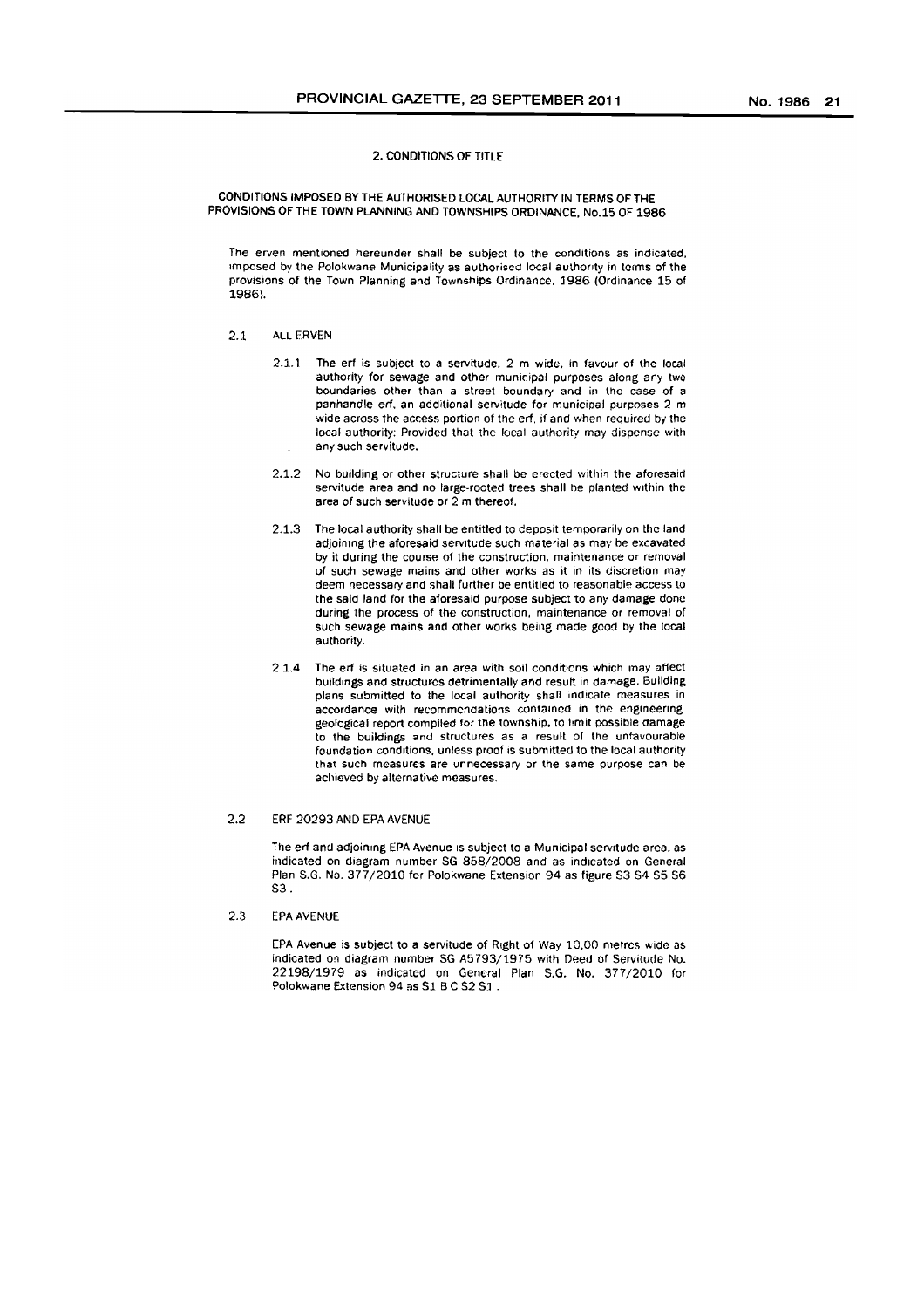## 2. CONDITIONS OF TITLE

### CONDITIONS IMPOSED BY THE AUTHORISED LOCAL AUTHORITY IN TERMS OF THE PROVISIONS OF THE TOWN PLANNING AND TOWNSHIPS ORDINANCE, No.15 OF 1986

The erven mentioned hereunder shall be subject to the conditions as indicated, imposed by the Polokwane Municipality as authorised local authority in terms of the provisions of the Town Planning and Townships Ordinance, 1986 (Ordinance 15 of 1986).

2.1 ALL ERVEN

2.1.1 The erf is subject to a servitude, 2 m wide, in favour of the local authority for sewage and other municipal purposes along any two boundaries other than a street boundary and in the case of a panhandle erf, an additional servitude for municipal purposes 2 m wide across the access portion of the erf, if and when required by the local authority: Provided that the local authority may dispense with any such servitude.

2.1.2 No building or other structure shall be erected within the aforesaid servitude area and no large-rooted trees shall be planted within the area of such servitude or 2 m thereof.

2.1.3 The local authority shall be entitled to deposit temporarily on the land adjoining the aforesaid servitude such material as may be excavated by it during the course of the construction, maintenance or removal of such sewage mains and other works as it in its discretion may deem necessary and shall further be entitled to reasonable access to the said land for the aforesaid purpose subject to any damage done during the process of the construction, maintenance or removal of such sewage mains and other works being made good by the local authority.

2.1.4 The erf is situated in an area with soil conditions which may affect buildings and structures detrimentally and result in damage. Building plans submitted to the local authority shall indicate measures in accordance with recommendations contained in the engineering geological report compiled for the township, to limit possible damage to the buildings and structures as a result of the unfavourable foundation conditions, unless proof is submitted to the local authority that such measures are unnecessary or the same purpose can be achieved by alternative measures.

2.2 ERF 20293 AND EPA AVENUE

The erf and adjoining EPA Avenue is subject to a Municipal servitude area, as indicated on diagram number SG 858/2008 and as indicated on General Plan S.G. No. 377/2010 for Polokwane Extension 94 as figure S3 S4 S5 S6 S3 .

2.3 EPA AVENUE

EPA Avenue is subject to a servitude of Right of Way 10,00 metres wide as indicated on diagram number SG A5793/1975 with Deed of Servitude No. 22198/1979 as indicated on General Plan S.G. No. 377/2010 for Polokwane Extension 94 as S1 B C S2 S1 .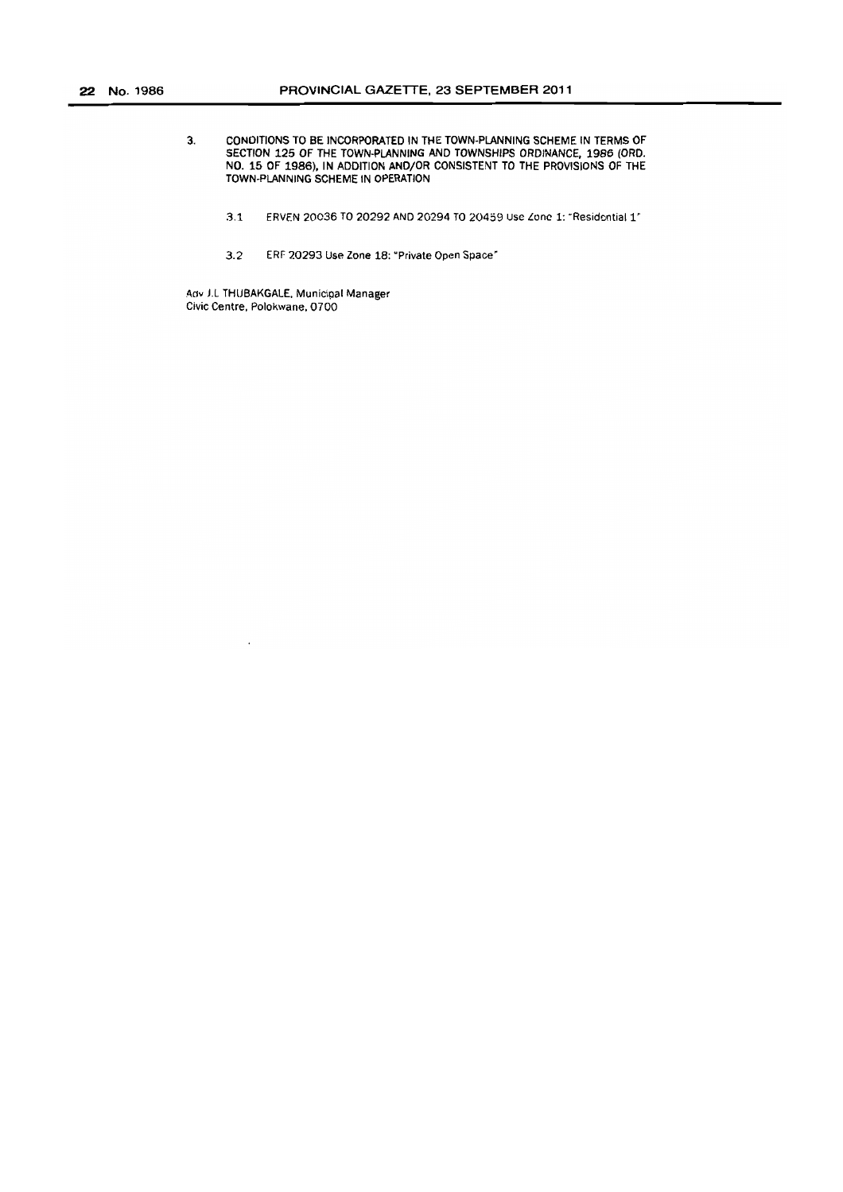3. CONDITIONS TO BE INCORPORATED IN THE TOWN-PLANNING SCHEME IN TERMS OF SECTION 125 OF THE TOWN-PLANNING AND TOWNSHIPS ORDINANCE, 1986 (ORD. NO. 15 OF 1986), IN ADDITION AND/OR CONSISTENT TO THE PROVISIONS OF THE TOWN-PLANNING SCHEME IN OPERATION

   3.1 ERVEN 20036 TO 20292 AND 20294 TO 20459 Use Zone 1: "Residential 1"

   3.2 ERF 20293 Use Zone 18: "Private Open Space"

Adv J.L THUBAKGALE, Municipal Manager
Civic Centre, Polokwane, 0700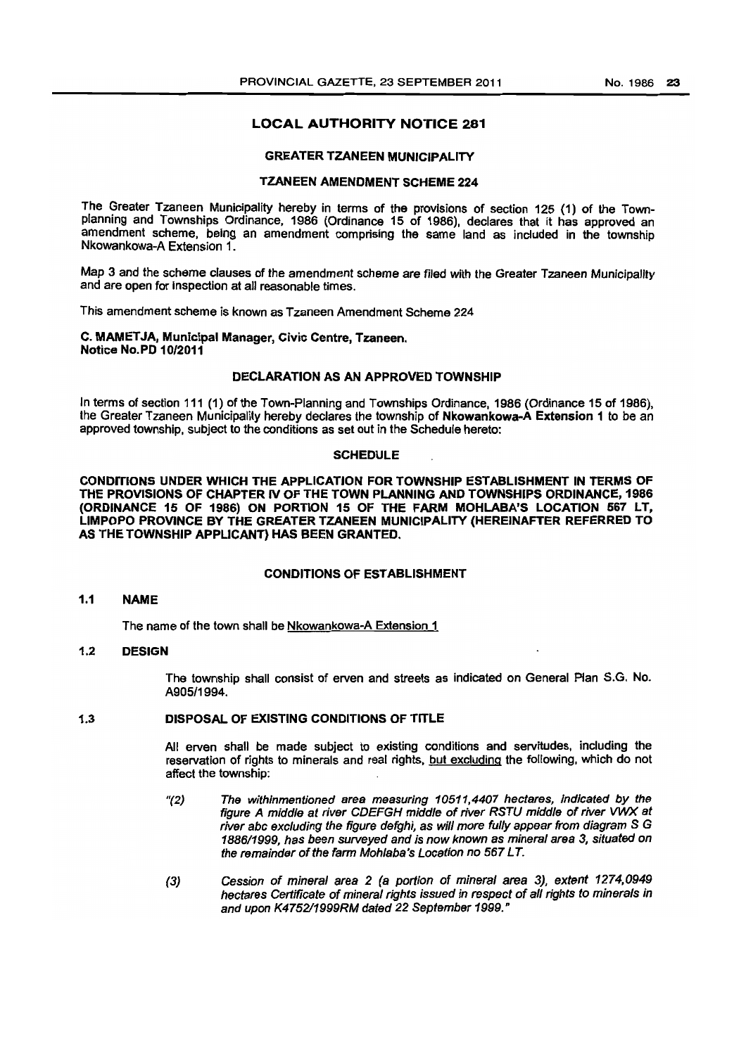## LOCAL AUTHORITY NOTICE 281

### GREATER TZANEEN MUNICIPALITY

### TZANEEN AMENDMENT SCHEME 224

The Greater Tzaneen Municipality hereby in terms of the provisions of section 125 (1) of the Town-planning and Townships Ordinance, 1986 (Ordinance 15 of 1986), declares that it has approved an amendment scheme, being an amendment comprising the same land as included in the township Nkowankowa-A Extension 1.

Map 3 and the scheme clauses of the amendment scheme are filed with the Greater Tzaneen Municipality and are open for inspection at all reasonable times.

This amendment scheme is known as Tzaneen Amendment Scheme 224

**C. MAMETJA, Municipal Manager, Civic Centre, Tzaneen.**
**Notice No.PD 10/2011**

### DECLARATION AS AN APPROVED TOWNSHIP

In terms of section 111 (1) of the Town-Planning and Townships Ordinance, 1986 (Ordinance 15 of 1986), the Greater Tzaneen Municipality hereby declares the township of **Nkowankowa-A Extension 1** to be an approved township, subject to the conditions as set out in the Schedule hereto:

### SCHEDULE

**CONDITIONS UNDER WHICH THE APPLICATION FOR TOWNSHIP ESTABLISHMENT IN TERMS OF THE PROVISIONS OF CHAPTER IV OF THE TOWN PLANNING AND TOWNSHIPS ORDINANCE, 1986 (ORDINANCE 15 OF 1986) ON PORTION 15 OF THE FARM MOHLABA'S LOCATION 567 LT, LIMPOPO PROVINCE BY THE GREATER TZANEEN MUNICIPALITY (HEREINAFTER REFERRED TO AS THE TOWNSHIP APPLICANT) HAS BEEN GRANTED.**

### CONDITIONS OF ESTABLISHMENT

**1.1 NAME**

The name of the town shall be Nkowankowa-A Extension 1

**1.2 DESIGN**

The township shall consist of erven and streets as indicated on General Plan S.G. No. A905/1994.

**1.3 DISPOSAL OF EXISTING CONDITIONS OF TITLE**

All erven shall be made subject to existing conditions and servitudes, including the reservation of rights to minerals and real rights, but excluding the following, which do not affect the township:

*"(2) The withinmentioned area measuring 10511,4407 hectares, indicated by the figure A middle at river CDEFGH middle of river RSTU middle of river VWX at river abc excluding the figure defghi, as will more fully appear from diagram S G 1886/1999, has been surveyed and is now known as mineral area 3, situated on the remainder of the farm Mohlaba's Location no 567 LT.*

*(3) Cession of mineral area 2 (a portion of mineral area 3), extent 1274,0949 hectares Certificate of mineral rights issued in respect of all rights to minerals in and upon K4752/1999RM dated 22 September 1999."*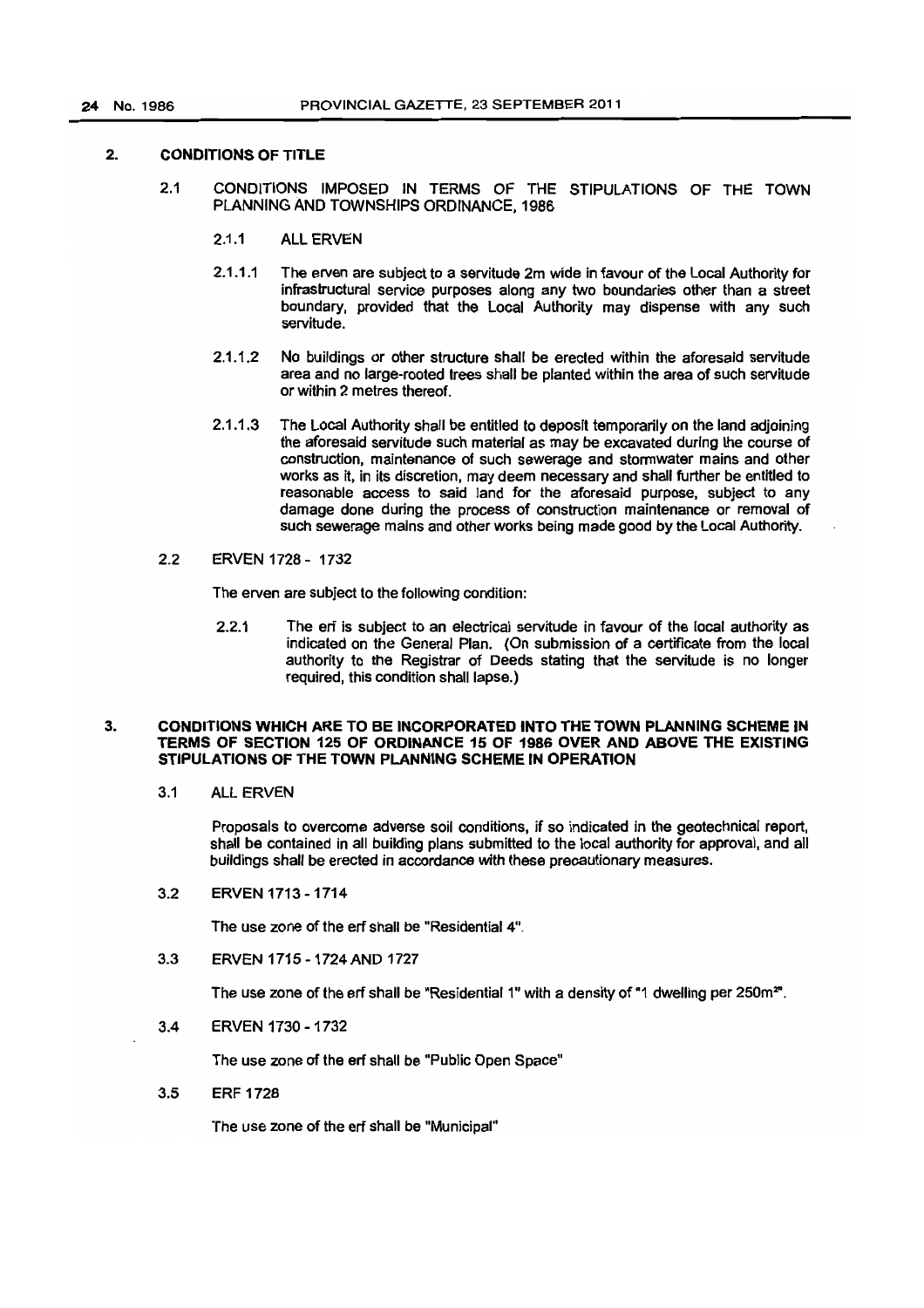## 2. CONDITIONS OF TITLE

### 2.1 CONDITIONS IMPOSED IN TERMS OF THE STIPULATIONS OF THE TOWN PLANNING AND TOWNSHIPS ORDINANCE, 1986

#### 2.1.1 ALL ERVEN

2.1.1.1 The erven are subject to a servitude 2m wide in favour of the Local Authority for infrastructural service purposes along any two boundaries other than a street boundary, provided that the Local Authority may dispense with any such servitude.

2.1.1.2 No buildings or other structure shall be erected within the aforesaid servitude area and no large-rooted trees shall be planted within the area of such servitude or within 2 metres thereof.

2.1.1.3 The Local Authority shall be entitled to deposit temporarily on the land adjoining the aforesaid servitude such material as may be excavated during the course of construction, maintenance of such sewerage and stormwater mains and other works as it, in its discretion, may deem necessary and shall further be entitled to reasonable access to said land for the aforesaid purpose, subject to any damage done during the process of construction maintenance or removal of such sewerage mains and other works being made good by the Local Authority.

### 2.2 ERVEN 1728 - 1732

The erven are subject to the following condition:

2.2.1 The erf is subject to an electrical servitude in favour of the local authority as indicated on the General Plan. (On submission of a certificate from the local authority to the Registrar of Deeds stating that the servitude is no longer required, this condition shall lapse.)

## 3. CONDITIONS WHICH ARE TO BE INCORPORATED INTO THE TOWN PLANNING SCHEME IN TERMS OF SECTION 125 OF ORDINANCE 15 OF 1986 OVER AND ABOVE THE EXISTING STIPULATIONS OF THE TOWN PLANNING SCHEME IN OPERATION

### 3.1 ALL ERVEN

Proposals to overcome adverse soil conditions, if so indicated in the geotechnical report, shall be contained in all building plans submitted to the local authority for approval, and all buildings shall be erected in accordance with these precautionary measures.

### 3.2 ERVEN 1713 - 1714

The use zone of the erf shall be "Residential 4".

### 3.3 ERVEN 1715 - 1724 AND 1727

The use zone of the erf shall be "Residential 1" with a density of "1 dwelling per 250m²".

### 3.4 ERVEN 1730 - 1732

The use zone of the erf shall be "Public Open Space"

### 3.5 ERF 1728

The use zone of the erf shall be "Municipal"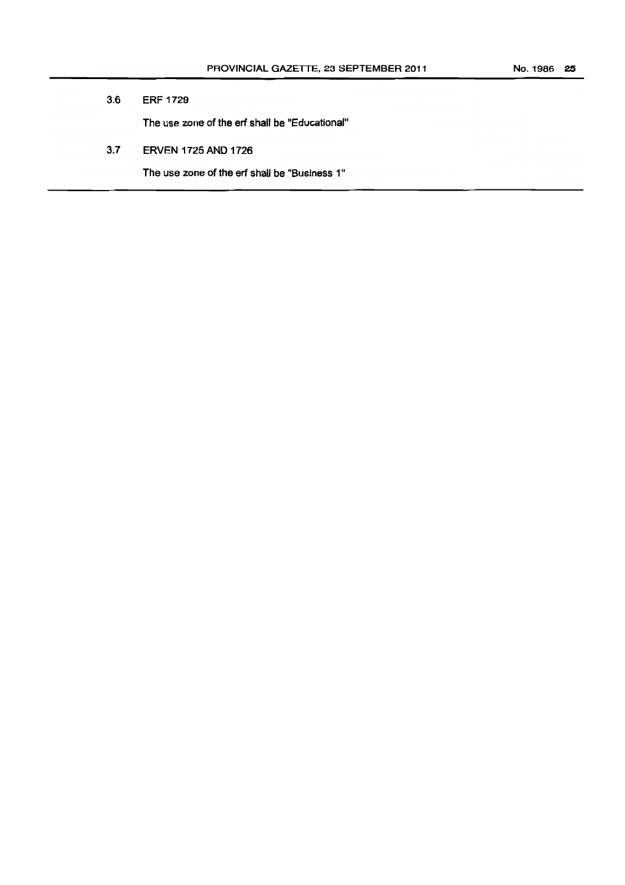3.6 ERF 1729

The use zone of the erf shall be "Educational"

3.7 ERVEN 1725 AND 1726

The use zone of the erf shall be "Business 1"